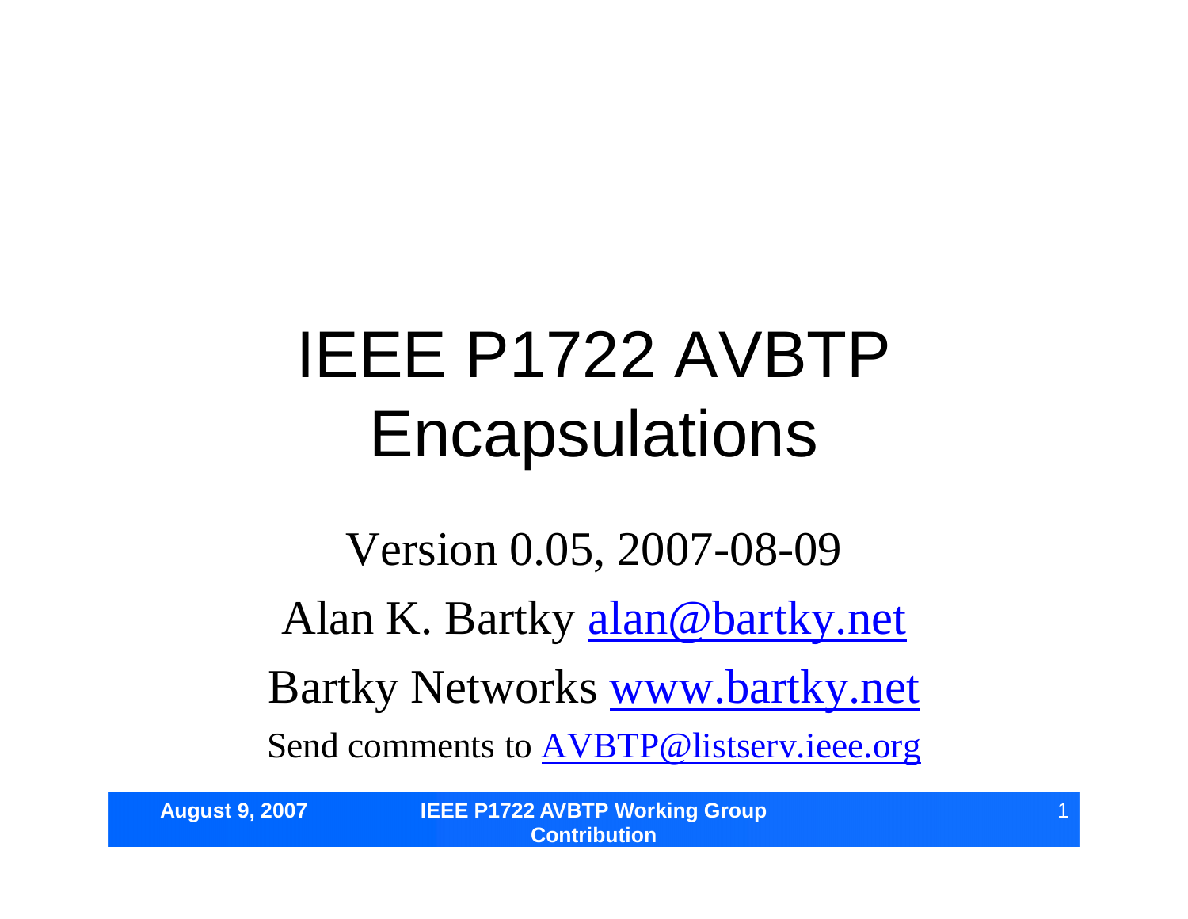# IEEE P1722 AVBTP Encapsulations

Version 0.05, 2007-08-09

Alan K. Bartky alan@bartky.net

Bartky Networks www.bartky.net

Send comments to AVBTP@listserv.ieee.org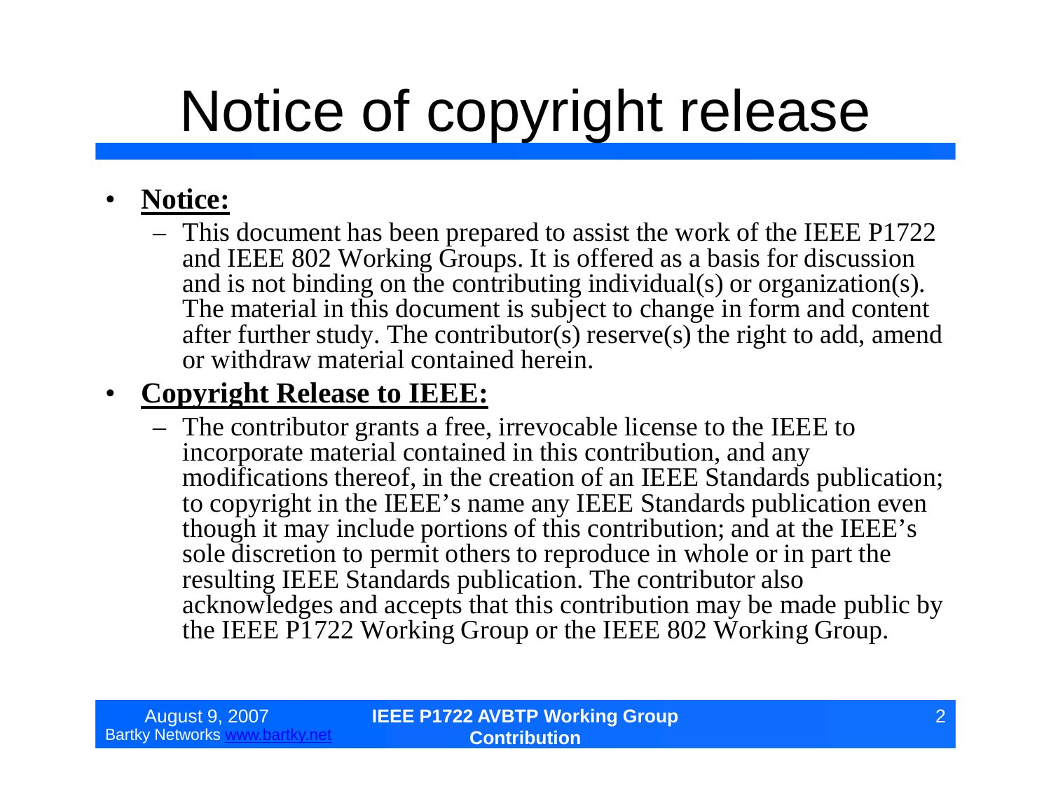# Notice of copyright release

- **Notice:**
  - This document has been prepared to assist the work of the IEEE P1722 and IEEE 802 Working Groups. It is offered as a basis for discussion and is not binding on the contributing individual(s) or organization(s). The material in this document is subject to change in form and content after further study. The contributor(s) reserve(s) the right to add, amend or withdraw material contained herein.
- **Copyright Release to IEEE:**
  - The contributor grants a free, irrevocable license to the IEEE to incorporate material contained in this contribution, and any modifications thereof, in the creation of an IEEE Standards publication; to copyright in the IEEE's name any IEEE Standards publication even though it may include portions of this contribution; and at the IEEE's sole discretion to permit others to reproduce in whole or in part the resulting IEEE Standards publication. The contributor also acknowledges and accepts that this contribution may be made public by the IEEE P1722 Working Group or the IEEE 802 Working Group.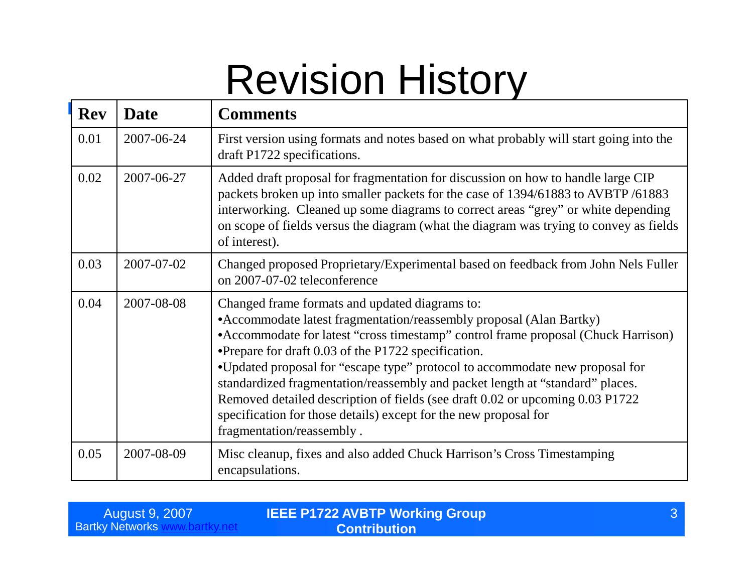# Revision History

| Rev | Date | Comments |
|---|---|---|
| 0.01 | 2007-06-24 | First version using formats and notes based on what probably will start going into the draft P1722 specifications. |
| 0.02 | 2007-06-27 | Added draft proposal for fragmentation for discussion on how to handle large CIP packets broken up into smaller packets for the case of 1394/61883 to AVBTP /61883 interworking. Cleaned up some diagrams to correct areas "grey" or white depending on scope of fields versus the diagram (what the diagram was trying to convey as fields of interest). |
| 0.03 | 2007-07-02 | Changed proposed Proprietary/Experimental based on feedback from John Nels Fuller on 2007-07-02 teleconference |
| 0.04 | 2007-08-08 | Changed frame formats and updated diagrams to:<br>•Accommodate latest fragmentation/reassembly proposal (Alan Bartky)<br>•Accommodate for latest "cross timestamp" control frame proposal (Chuck Harrison)<br>•Prepare for draft 0.03 of the P1722 specification.<br>•Updated proposal for "escape type" protocol to accommodate new proposal for standardized fragmentation/reassembly and packet length at "standard" places. Removed detailed description of fields (see draft 0.02 or upcoming 0.03 P1722 specification for those details) except for the new proposal for fragmentation/reassembly . |
| 0.05 | 2007-08-09 | Misc cleanup, fixes and also added Chuck Harrison's Cross Timestamping encapsulations. |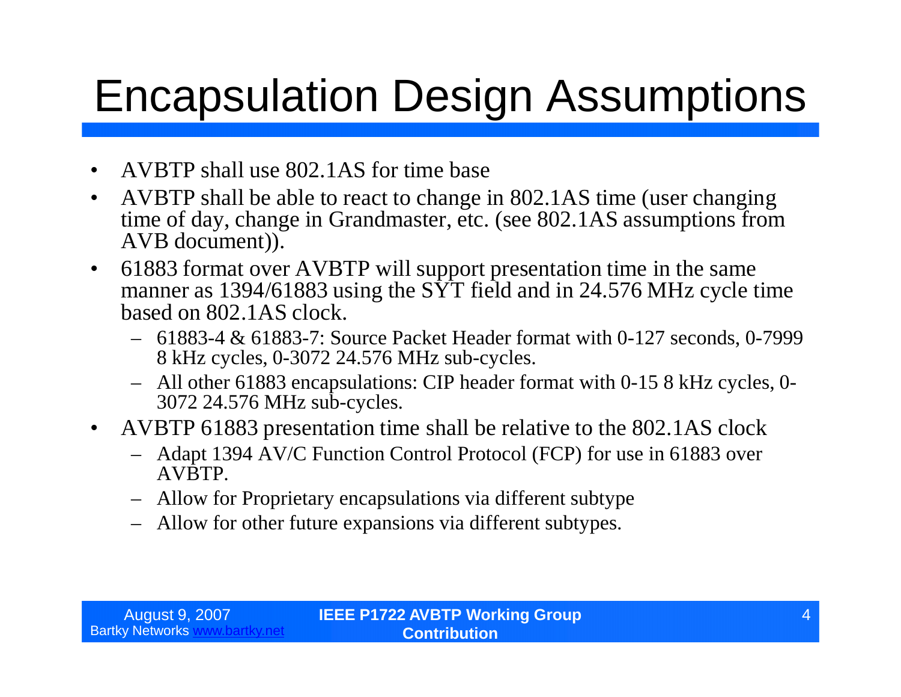# Encapsulation Design Assumptions

- AVBTP shall use 802.1AS for time base
- AVBTP shall be able to react to change in 802.1AS time (user changing time of day, change in Grandmaster, etc. (see 802.1AS assumptions from AVB document)).
- 61883 format over AVBTP will support presentation time in the same manner as 1394/61883 using the SYT field and in 24.576 MHz cycle time based on 802.1AS clock.
  - 61883-4 & 61883-7: Source Packet Header format with 0-127 seconds, 0-7999 8 kHz cycles, 0-3072 24.576 MHz sub-cycles.
  - All other 61883 encapsulations: CIP header format with 0-15 8 kHz cycles, 0-3072 24.576 MHz sub-cycles.
- AVBTP 61883 presentation time shall be relative to the 802.1AS clock
  - Adapt 1394 AV/C Function Control Protocol (FCP) for use in 61883 over AVBTP.
  - Allow for Proprietary encapsulations via different subtype
  - Allow for other future expansions via different subtypes.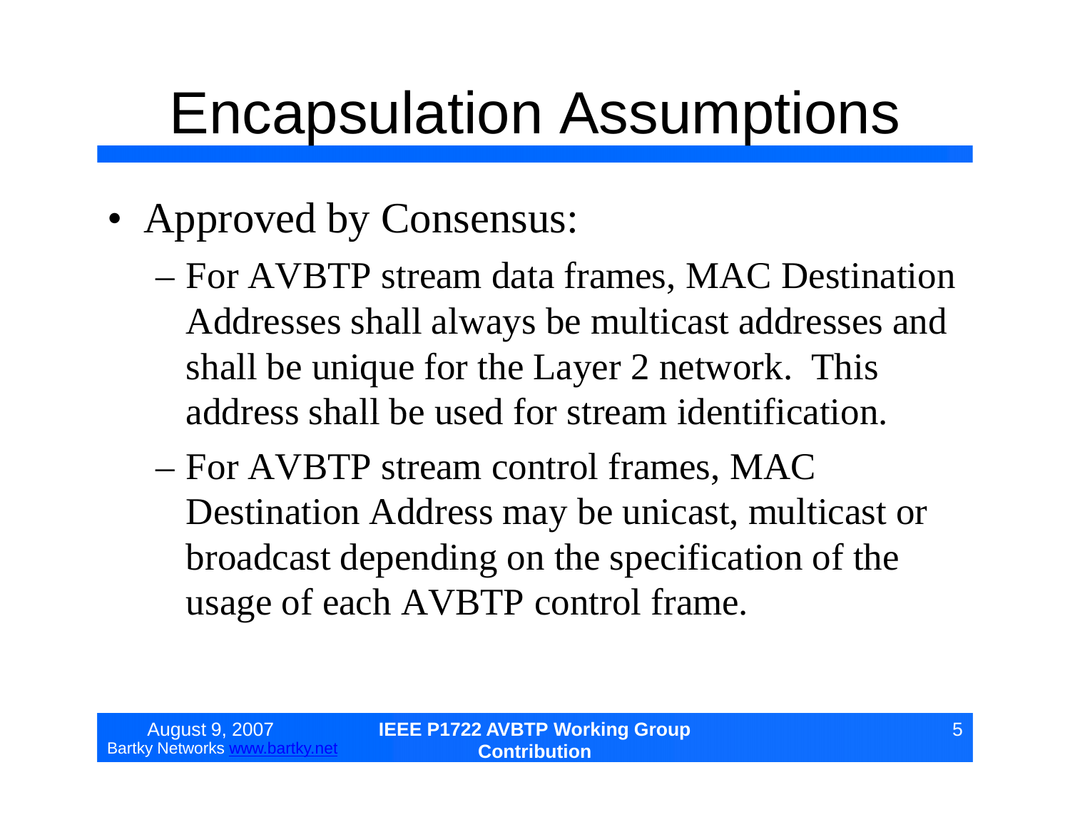# Encapsulation Assumptions

- Approved by Consensus:
  - For AVBTP stream data frames, MAC Destination Addresses shall always be multicast addresses and shall be unique for the Layer 2 network.  This address shall be used for stream identification.
  - For AVBTP stream control frames, MAC Destination Address may be unicast, multicast or broadcast depending on the specification of the usage of each AVBTP control frame.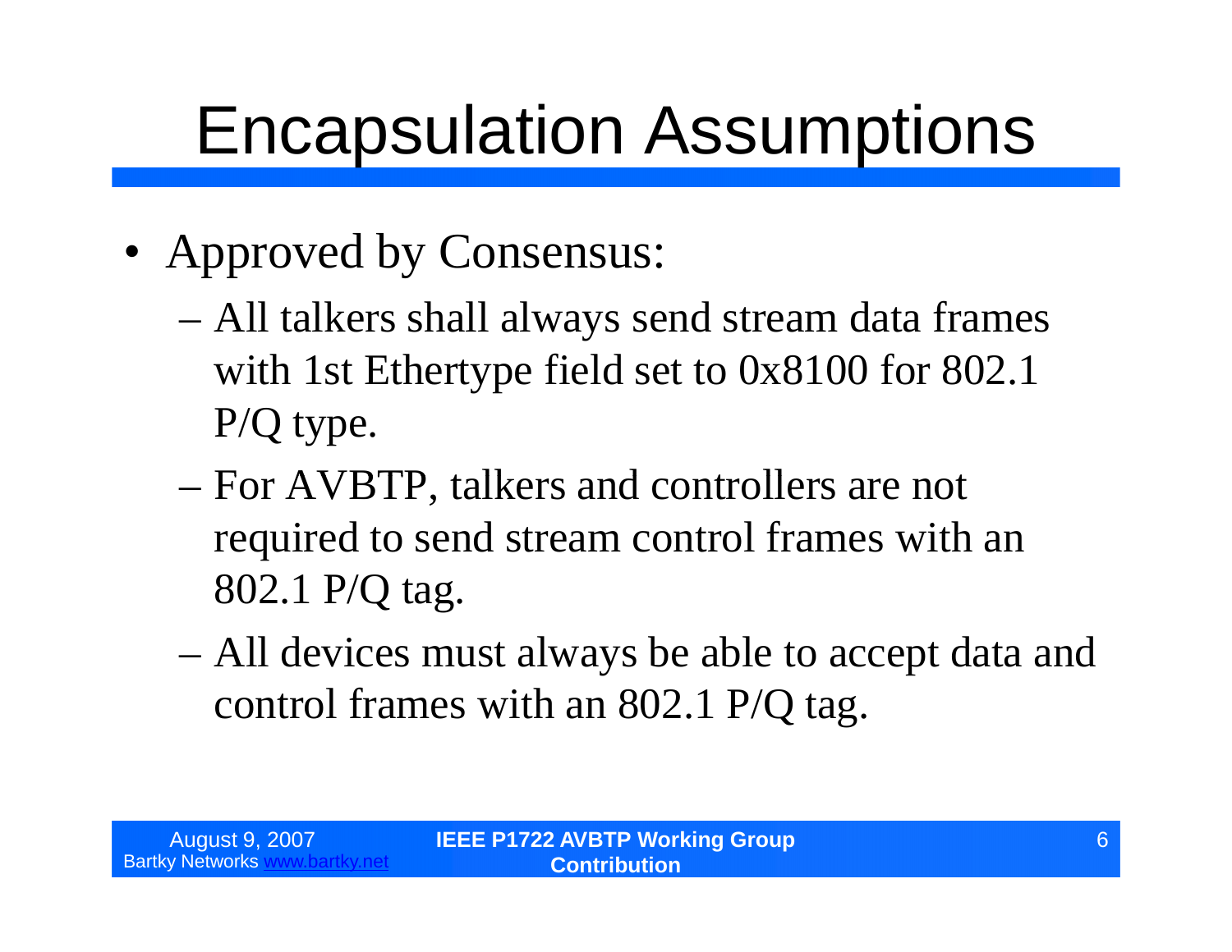# Encapsulation Assumptions

- Approved by Consensus:
  - All talkers shall always send stream data frames with 1st Ethertype field set to 0x8100 for 802.1 P/Q type.
  - For AVBTP, talkers and controllers are not required to send stream control frames with an 802.1 P/Q tag.
  - All devices must always be able to accept data and control frames with an 802.1 P/Q tag.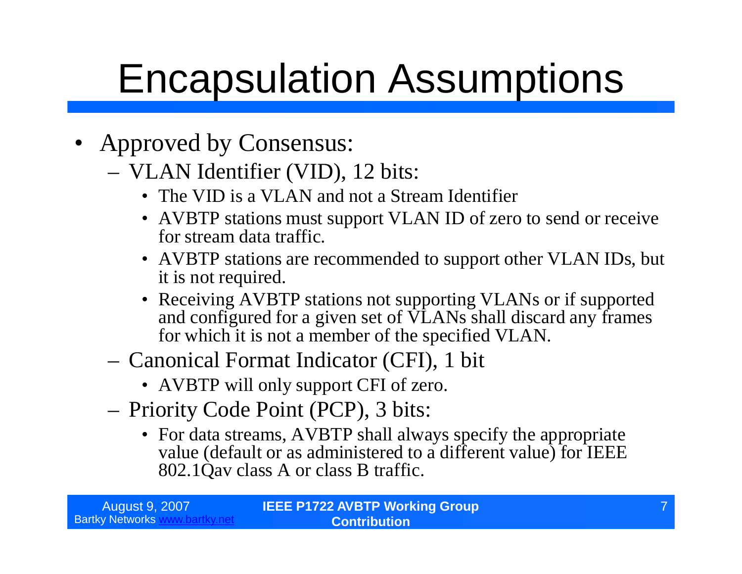# Encapsulation Assumptions

- Approved by Consensus:
  - VLAN Identifier (VID), 12 bits:
    - The VID is a VLAN and not a Stream Identifier
    - AVBTP stations must support VLAN ID of zero to send or receive for stream data traffic.
    - AVBTP stations are recommended to support other VLAN IDs, but it is not required.
    - Receiving AVBTP stations not supporting VLANs or if supported and configured for a given set of VLANs shall discard any frames for which it is not a member of the specified VLAN.
  - Canonical Format Indicator (CFI), 1 bit
    - AVBTP will only support CFI of zero.
  - Priority Code Point (PCP), 3 bits:
    - For data streams, AVBTP shall always specify the appropriate value (default or as administered to a different value) for IEEE 802.1Qav class A or class B traffic.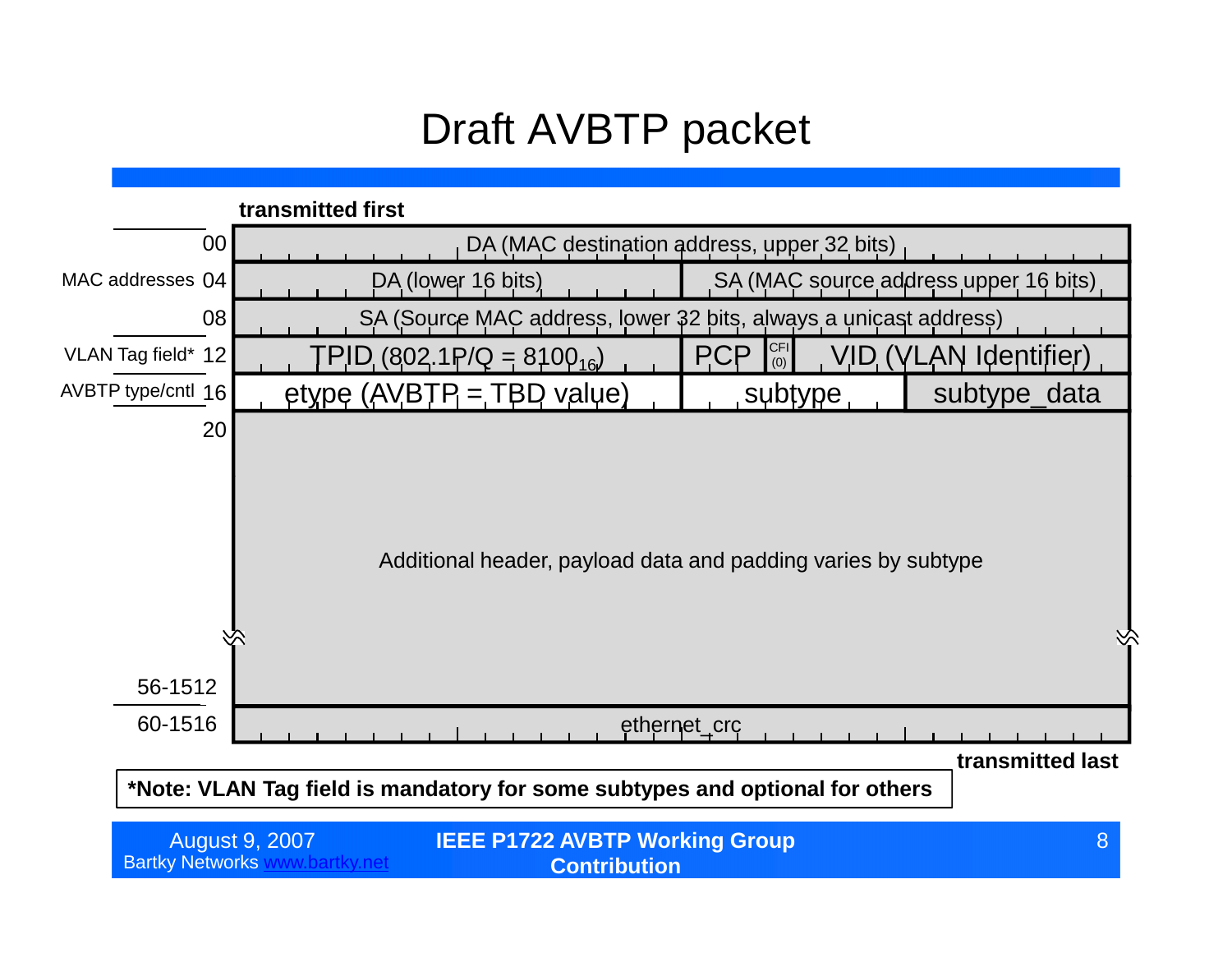# Draft AVBTP packet

**transmitted first**

| Offset | Label | Fields | | | |
|---|---|---|---|---|---|
| 00 | MAC addresses | DA (MAC destination address, upper 32 bits) | | | |
| 04 | MAC addresses | DA (lower 16 bits) | SA (MAC source address upper 16 bits) | | |
| 08 | MAC addresses | SA (Source MAC address, lower 32 bits, always a unicast address) | | | |
| 12 | VLAN Tag field* | TPID (802.1P/Q = $8100_{16}$) | PCP | CFI (0) | VID (VLAN Identifier) |
| 16 | AVBTP type/cntl | etype (AVBTP = TBD value) | subtype | subtype_data | |
| 20 … 56-1512 | | Additional header, payload data and padding varies by subtype | | | |
| 60-1516 | | ethernet_crc | | | |

**transmitted last**

**\*Note: VLAN Tag field is mandatory for some subtypes and optional for others**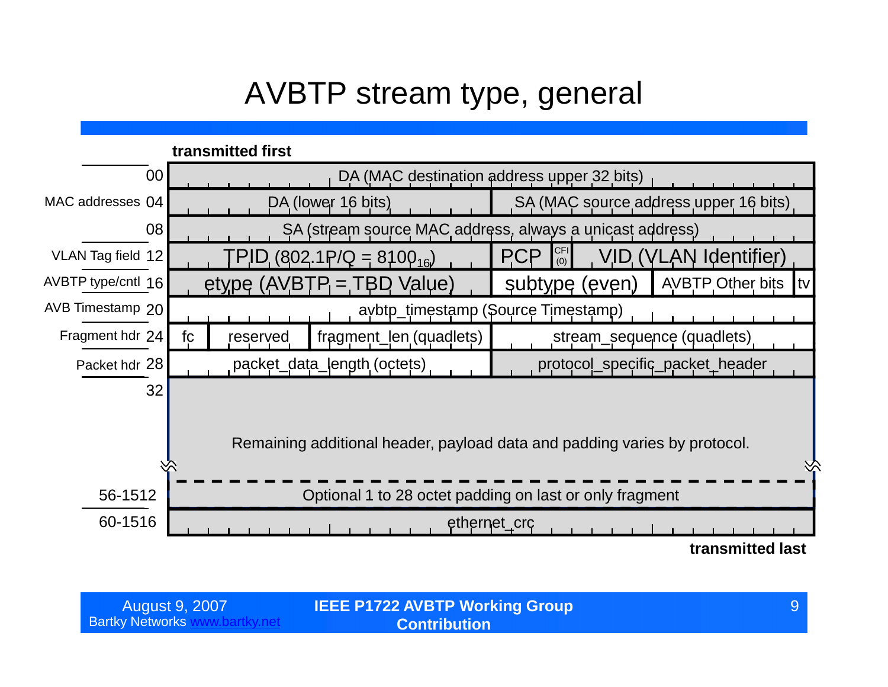# AVBTP stream type, general

**transmitted first**

| Field group | Offset | Contents | | | |
|---|---|---|---|---|---|
| | 00 | DA (MAC destination address upper 32 bits) | | | |
| MAC addresses | 04 | DA (lower 16 bits) | SA (MAC source address upper 16 bits) | | |
| | 08 | SA (stream source MAC address, always a unicast address) | | | |
| VLAN Tag field | 12 | TPID (802.1P/Q = $8100_{16}$) | PCP | CFI (0) | VID (VLAN Identifier) |
| AVBTP type/cntl | 16 | etype (AVBTP = TBD Value) | subtype (even) | AVBTP Other bits | tv |
| AVB Timestamp | 20 | avbtp_timestamp (Source Timestamp) | | | |
| Fragment hdr | 24 | fc / reserved / fragment_len (quadlets) | stream_sequence (quadlets) | | |
| Packet hdr | 28 | packet_data_length (octets) | protocol_specific_packet_header | | |
| | 32 | Remaining additional header, payload data and padding varies by protocol. | | | |
| | 56-1512 | Optional 1 to 28 octet padding on last or only fragment | | | |
| | 60-1516 | ethernet_crc | | | |

**transmitted last**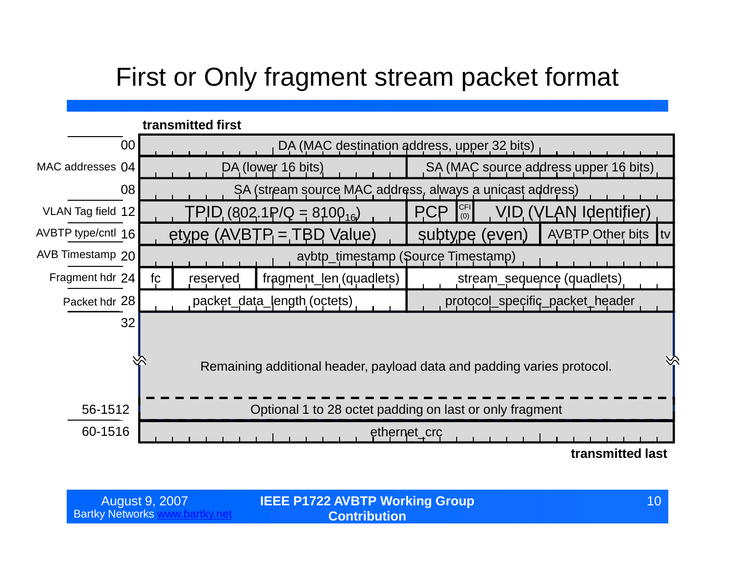# First or Only fragment stream packet format

**transmitted first**

| Field group | Offset | Contents | | | |
|---|---|---|---|---|---|
| MAC addresses | 00 | DA (MAC destination address, upper 32 bits) | | | |
| | 04 | DA (lower 16 bits) | | SA (MAC source address upper 16 bits) | |
| | 08 | SA (stream source MAC address, always a unicast address) | | | |
| VLAN Tag field | 12 | TPID (802.1P/Q = $8100_{16}$) | | PCP / CFI (0) | VID (VLAN Identifier) |
| AVBTP type/cntl | 16 | etype (AVBTP = TBD Value) | | subtype (even) | AVBTP Other bits / tv |
| AVB Timestamp | 20 | avbtp_timestamp (Source Timestamp) | | | |
| Fragment hdr | 24 | fc | reserved | fragment_len (quadlets) | stream_sequence (quadlets) |
| Packet hdr | 28 | packet_data_length (octets) | | protocol_specific_packet_header | |
| | 32 | Remaining additional header, payload data and padding varies protocol. | | | |
| | 56-1512 | Optional 1 to 28 octet padding on last or only fragment | | | |
| | 60-1516 | ethernet_crc | | | |

**transmitted last**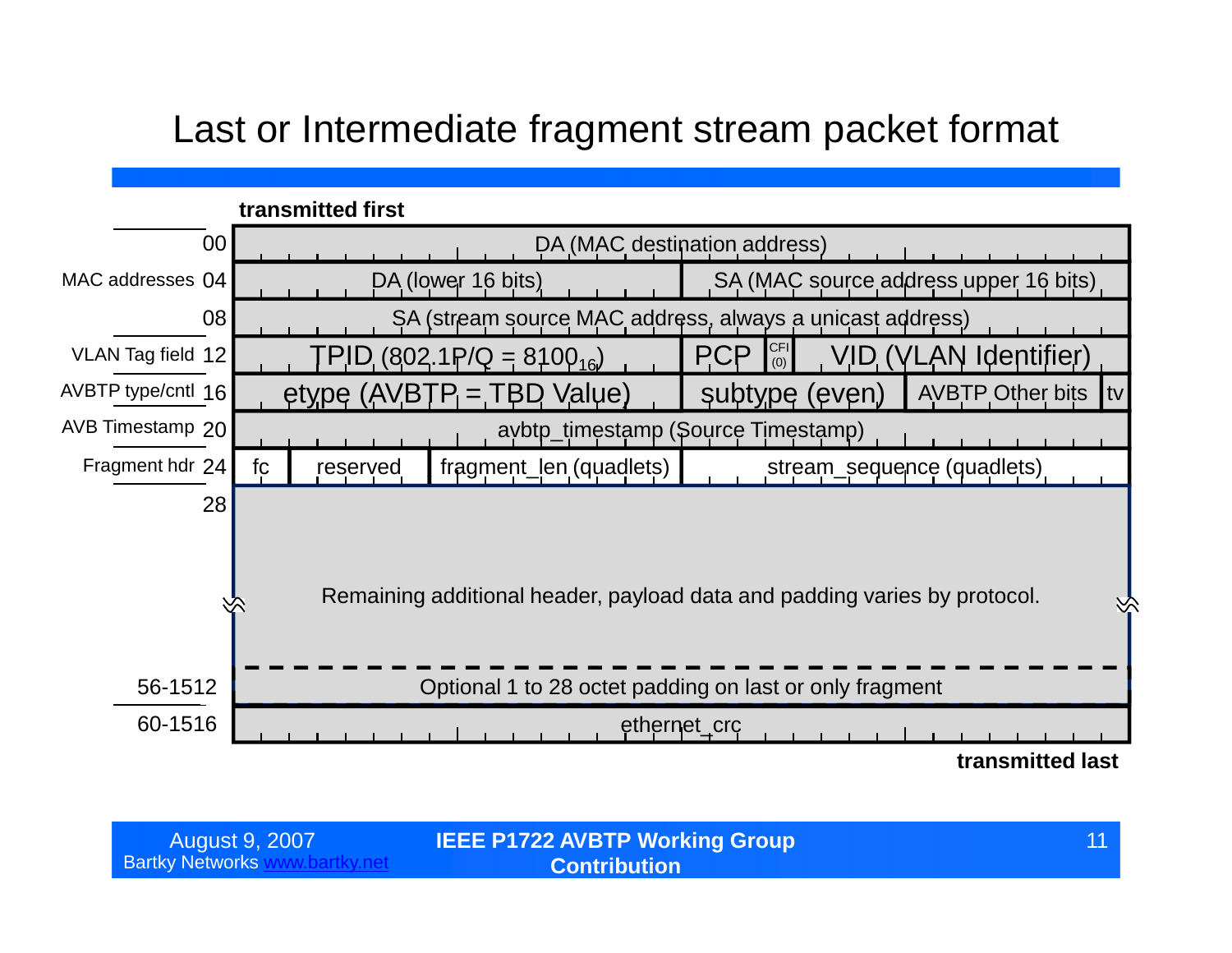# Last or Intermediate fragment stream packet format

**transmitted first**

| Field group | Offset | Fields | | | |
|---|---|---|---|---|---|
| | 00 | DA (MAC destination address) | | | |
| MAC addresses | 04 | DA (lower 16 bits) | SA (MAC source address upper 16 bits) | | |
| | 08 | SA (stream source MAC address, always a unicast address) | | | |
| VLAN Tag field | 12 | TPID (802.1P/Q = $8100_{16}$) | PCP | CFI (0) | VID (VLAN Identifier) |
| AVBTP type/cntl | 16 | etype (AVBTP = TBD Value) | subtype (even) | AVBTP Other bits | tv |
| AVB Timestamp | 20 | avbtp_timestamp (Source Timestamp) | | | |
| Fragment hdr | 24 | fc | reserved | fragment_len (quadlets) | stream_sequence (quadlets) |
| | 28 | Remaining additional header, payload data and padding varies by protocol. | | | |
| | 56-1512 | Optional 1 to 28 octet padding on last or only fragment | | | |
| | 60-1516 | ethernet_crc | | | |

**transmitted last**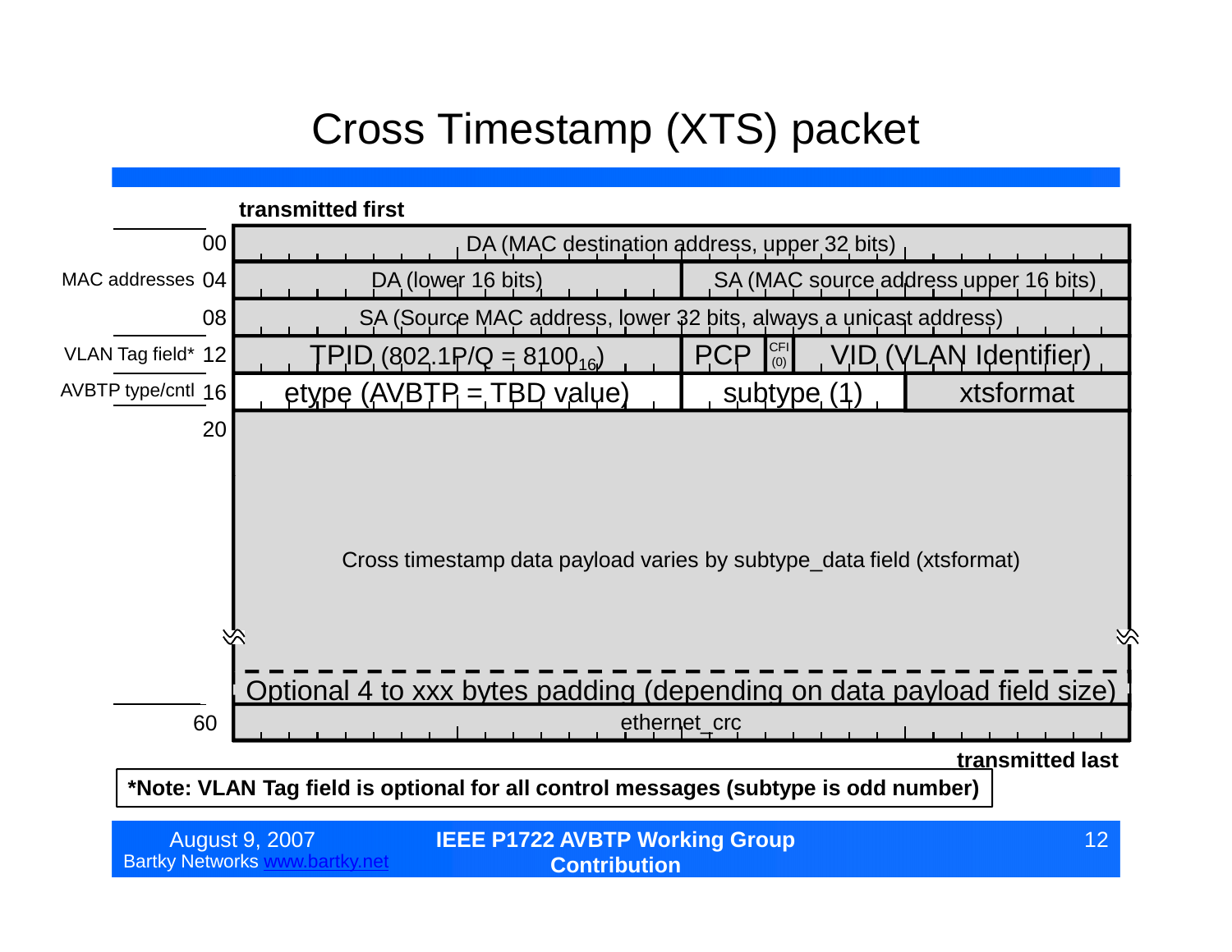# Cross Timestamp (XTS) packet

**transmitted first**

| Offset | Label | Fields |
| --- | --- | --- |
| 00 | | DA (MAC destination address, upper 32 bits) |
| 04 | MAC addresses | DA (lower 16 bits) \| SA (MAC source address upper 16 bits) |
| 08 | | SA (Source MAC address, lower 32 bits, always a unicast address) |
| 12 | VLAN Tag field* | TPID (802.1P/Q = $8100_{16}$) \| PCP \| CFI (0) \| VID (VLAN Identifier) |
| 16 | AVBTP type/cntl | etype (AVBTP = TBD value) \| subtype (1) \| xtsformat |
| 20 | | Cross timestamp data payload varies by subtype_data field (xtsformat) |
| | | Optional 4 to xxx bytes padding (depending on data payload field size) |
| 60 | | ethernet_crc |

**transmitted last**

**\*Note: VLAN Tag field is optional for all control messages (subtype is odd number)**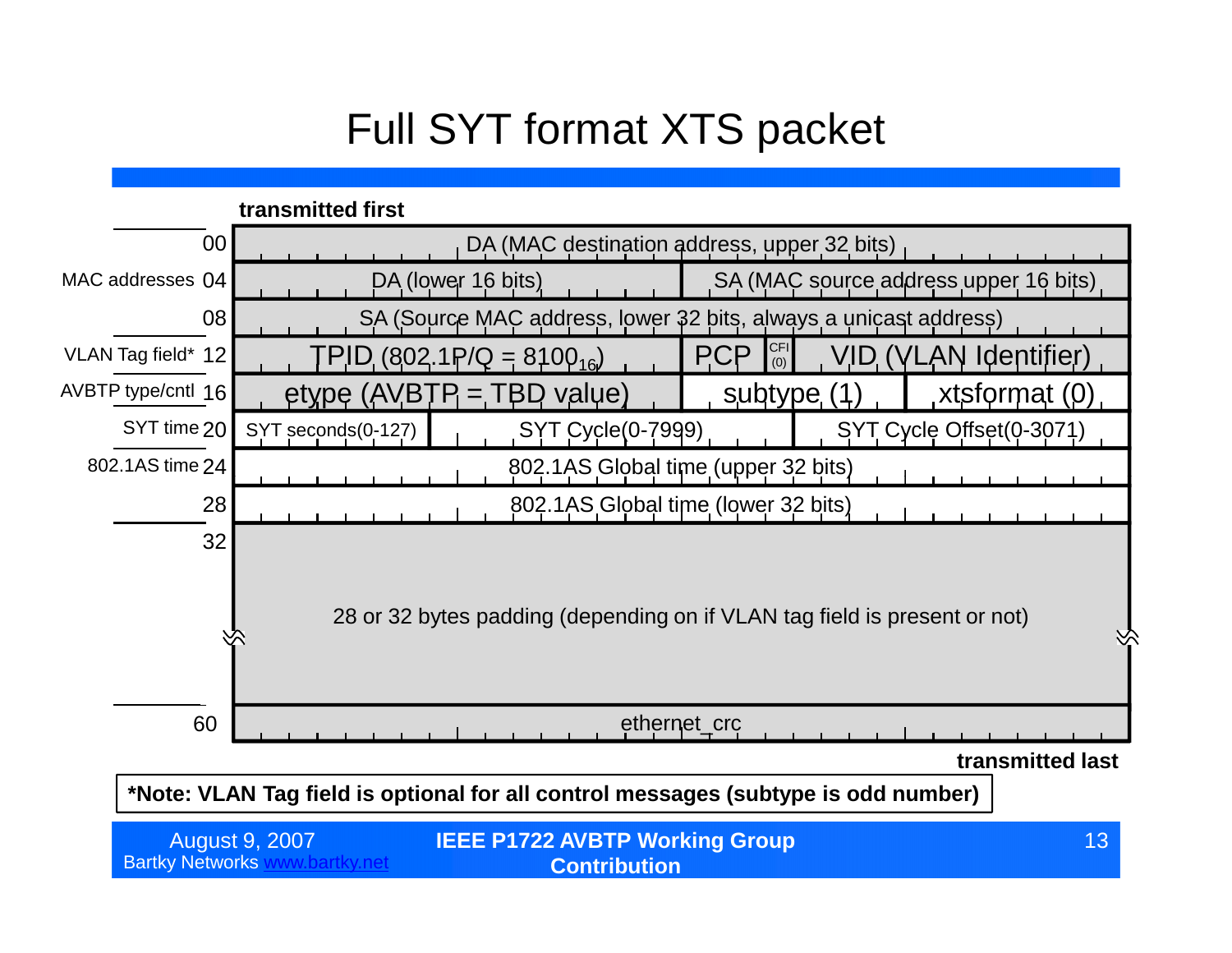# Full SYT format XTS packet

**transmitted first**

| Section | Offset | Fields |
|---|---|---|
| | 00 | DA (MAC destination address, upper 32 bits) |
| MAC addresses | 04 | DA (lower 16 bits) \| SA (MAC source address upper 16 bits) |
| | 08 | SA (Source MAC address, lower 32 bits, always a unicast address) |
| VLAN Tag field* | 12 | TPID (802.1P/Q = $8100_{16}$) \| PCP \| CFI (0) \| VID (VLAN Identifier) |
| AVBTP type/cntl | 16 | etype (AVBTP = TBD value) \| subtype (1) \| xtsformat (0) |
| SYT time | 20 | SYT seconds(0-127) \| SYT Cycle(0-7999) \| SYT Cycle Offset(0-3071) |
| 802.1AS time | 24 | 802.1AS Global time (upper 32 bits) |
| | 28 | 802.1AS Global time (lower 32 bits) |
| | 32 | 28 or 32 bytes padding (depending on if VLAN tag field is present or not) |
| | 60 | ethernet_crc |

**transmitted last**

**\*Note: VLAN Tag field is optional for all control messages (subtype is odd number)**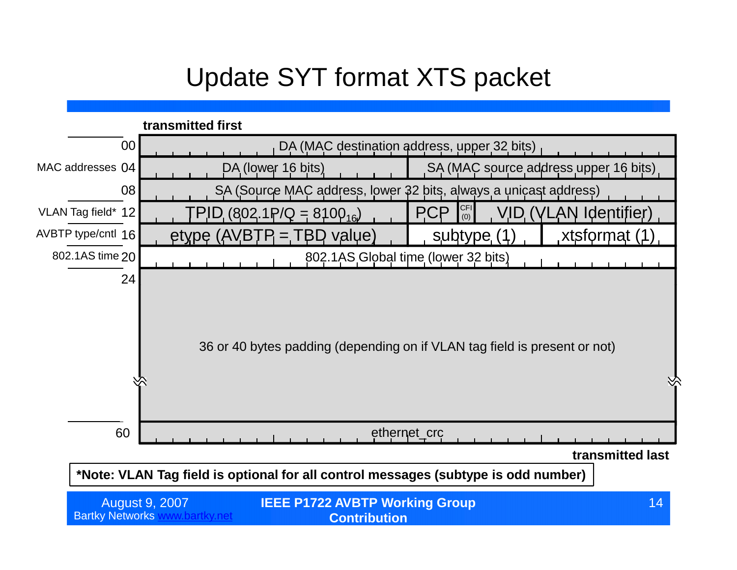# Update SYT format XTS packet

**transmitted first**

| Section | Offset | Fields | | | |
|---|---|---|---|---|---|
| MAC addresses | 00 | DA (MAC destination address, upper 32 bits) | | | |
| | 04 | DA (lower 16 bits) | SA (MAC source address upper 16 bits) | | |
| | 08 | SA (Source MAC address, lower 32 bits, always a unicast address) | | | |
| VLAN Tag field* | 12 | TPID (802.1P/Q = $8100_{16}$) | PCP | CFI (0) | VID (VLAN Identifier) |
| AVBTP type/cntl | 16 | etype (AVBTP = TBD value) | subtype (1) | xtsformat (1) | |
| 802.1AS time | 20 | 802.1AS Global time (lower 32 bits) | | | |
| | 24 | 36 or 40 bytes padding (depending on if VLAN tag field is present or not) | | | |
| | 60 | ethernet_crc | | | |

**transmitted last**

***Note: VLAN Tag field is optional for all control messages (subtype is odd number)**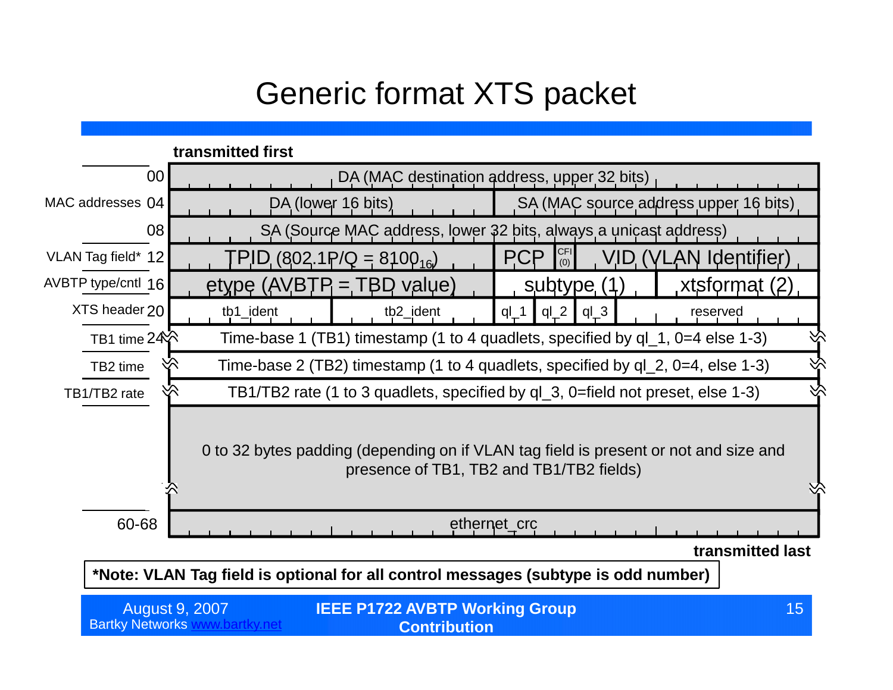# Generic format XTS packet

**transmitted first**

| Offset | Label | Field(s) |
|---|---|---|
| 00 | MAC addresses | DA (MAC destination address, upper 32 bits) |
| 04 | | DA (lower 16 bits) \| SA (MAC source address upper 16 bits) |
| 08 | | SA (Source MAC address, lower 32 bits, always a unicast address) |
| 12 | VLAN Tag field* | TPID (802.1P/Q = $8100_{16}$) \| PCP \| CFI (0) \| VID (VLAN Identifier) |
| 16 | AVBTP type/cntl | etype (AVBTP = TBD value) \| subtype (1) \| xtsformat (2) |
| 20 | XTS header | tb1_ident \| tb2_ident \| ql_1 \| ql_2 \| ql_3 \| reserved |
| 24 | TB1 time | Time-base 1 (TB1) timestamp (1 to 4 quadlets, specified by ql_1, 0=4 else 1-3) |
| | TB2 time | Time-base 2 (TB2) timestamp (1 to 4 quadlets, specified by ql_2, 0=4, else 1-3) |
| | TB1/TB2 rate | TB1/TB2 rate (1 to 3 quadlets, specified by ql_3, 0=field not preset, else 1-3) |
| | | 0 to 32 bytes padding (depending on if VLAN tag field is present or not and size and presence of TB1, TB2 and TB1/TB2 fields) |
| 60-68 | | ethernet_crc |

**transmitted last**

***Note: VLAN Tag field is optional for all control messages (subtype is odd number)**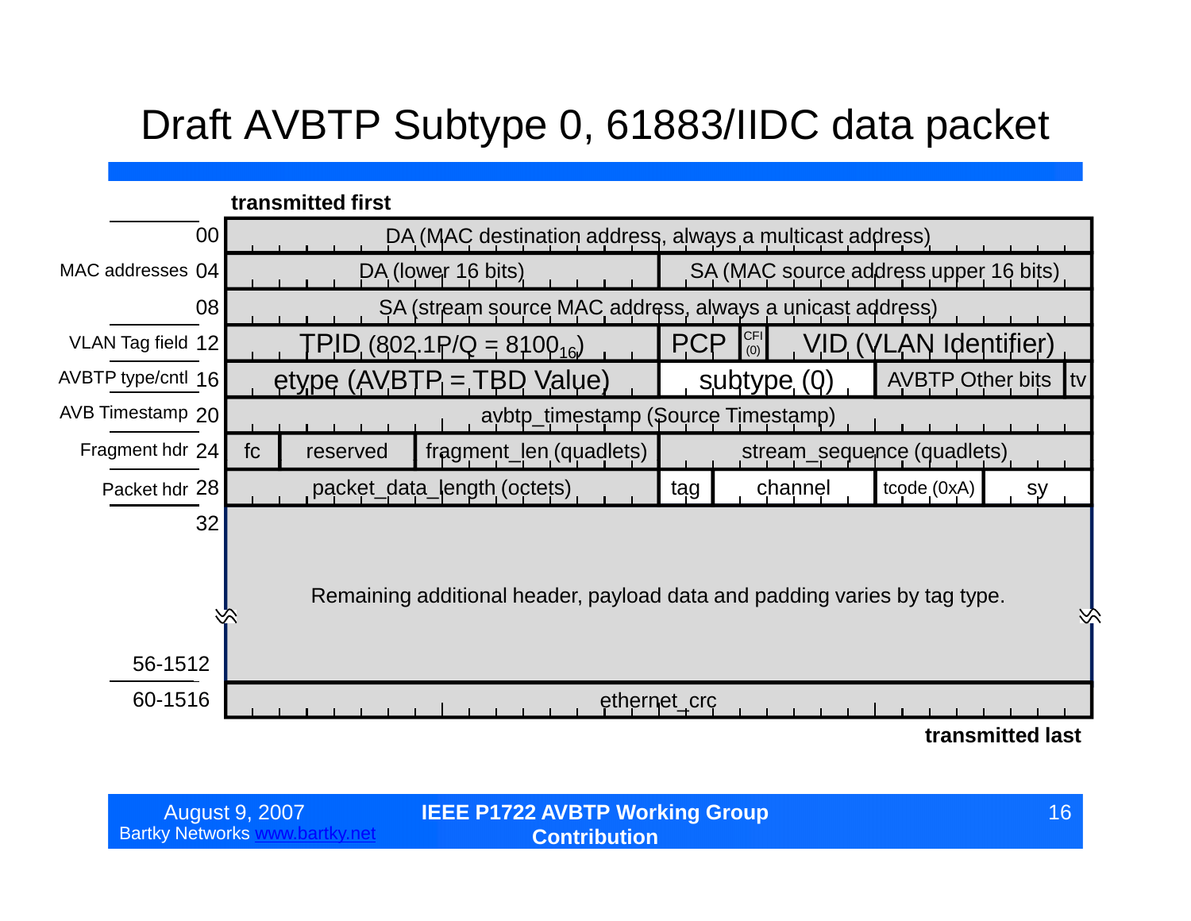# Draft AVBTP Subtype 0, 61883/IIDC data packet

**transmitted first**

| Field group | Offset | Fields |
|---|---|---|
| MAC addresses | 00 | DA (MAC destination address, always a multicast address) |
| | 04 | DA (lower 16 bits) \| SA (MAC source address upper 16 bits) |
| | 08 | SA (stream source MAC address, always a unicast address) |
| VLAN Tag field | 12 | TPID (802.1P/Q = $8100_{16}$) \| PCP \| CFI (0) \| VID (VLAN Identifier) |
| AVBTP type/cntl | 16 | etype (AVBTP = TBD Value) \| subtype (0) \| AVBTP Other bits \| tv |
| AVB Timestamp | 20 | avbtp_timestamp (Source Timestamp) |
| Fragment hdr | 24 | fc \| reserved \| fragment_len (quadlets) \| stream_sequence (quadlets) |
| Packet hdr | 28 | packet_data_length (octets) \| tag \| channel \| tcode (0xA) \| sy |
| | 32 – 56-1512 | Remaining additional header, payload data and padding varies by tag type. |
| | 60-1516 | ethernet_crc |

**transmitted last**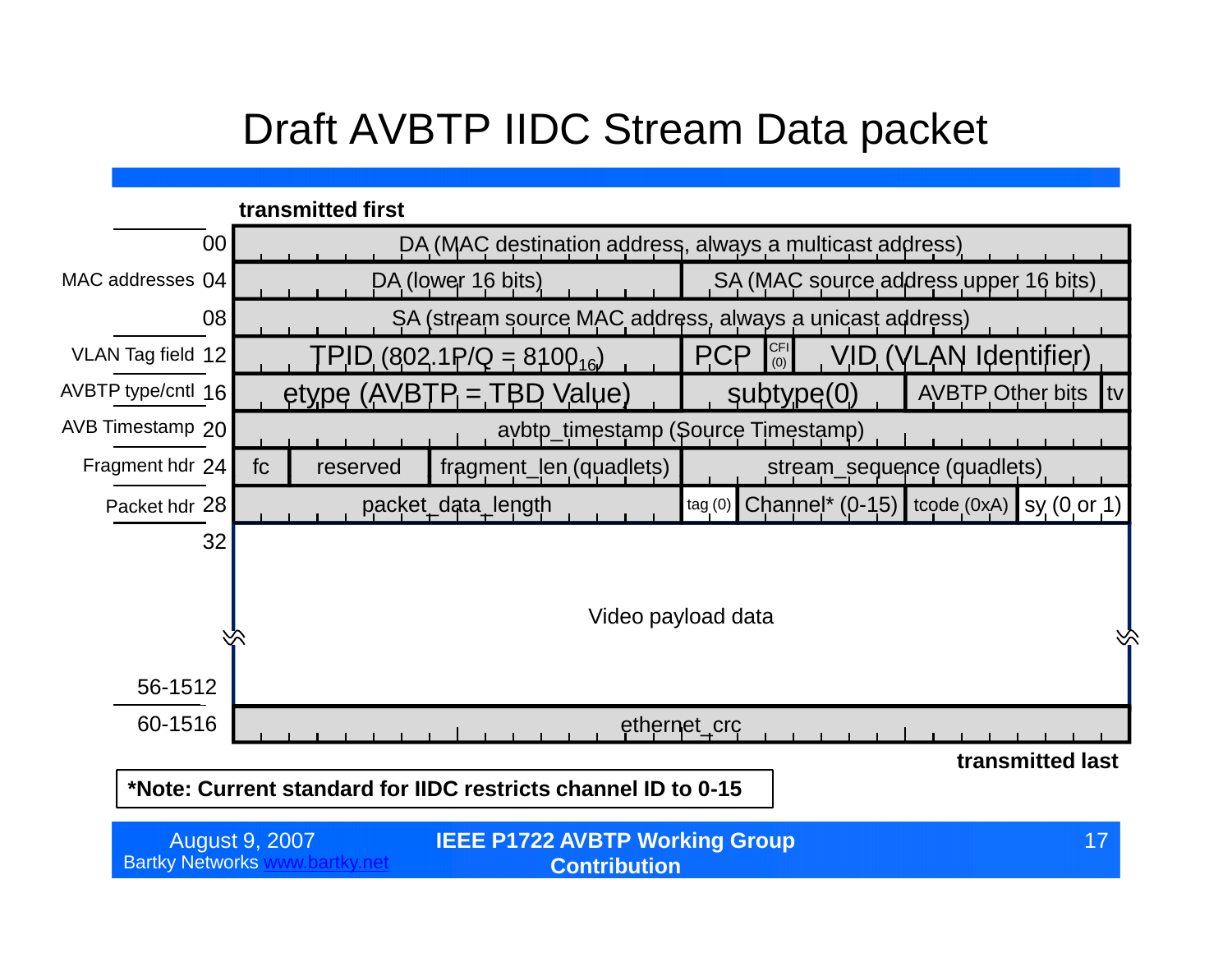# Draft AVBTP IIDC Stream Data packet

transmitted first

| Section | Offset | Fields |
| --- | --- | --- |
| | 00 | DA (MAC destination address, always a multicast address) |
| MAC addresses | 04 | DA (lower 16 bits) \| SA (MAC source address upper 16 bits) |
| | 08 | SA (stream source MAC address, always a unicast address) |
| VLAN Tag field | 12 | TPID (802.1P/Q = $8100_{16}$) \| PCP \| CFI (0) \| VID (VLAN Identifier) |
| AVBTP type/cntl | 16 | etype (AVBTP = TBD Value) \| subtype(0) \| AVBTP Other bits \| tv |
| AVB Timestamp | 20 | avbtp_timestamp (Source Timestamp) |
| Fragment hdr | 24 | fc \| reserved \| fragment_len (quadlets) \| stream_sequence (quadlets) |
| Packet hdr | 28 | packet_data_length \| tag (0) \| Channel* (0-15) \| tcode (0xA) \| sy (0 or 1) |
| | 32 – 56-1512 | Video payload data |
| | 60-1516 | ethernet_crc |

transmitted last

**\*Note: Current standard for IIDC restricts channel ID to 0-15**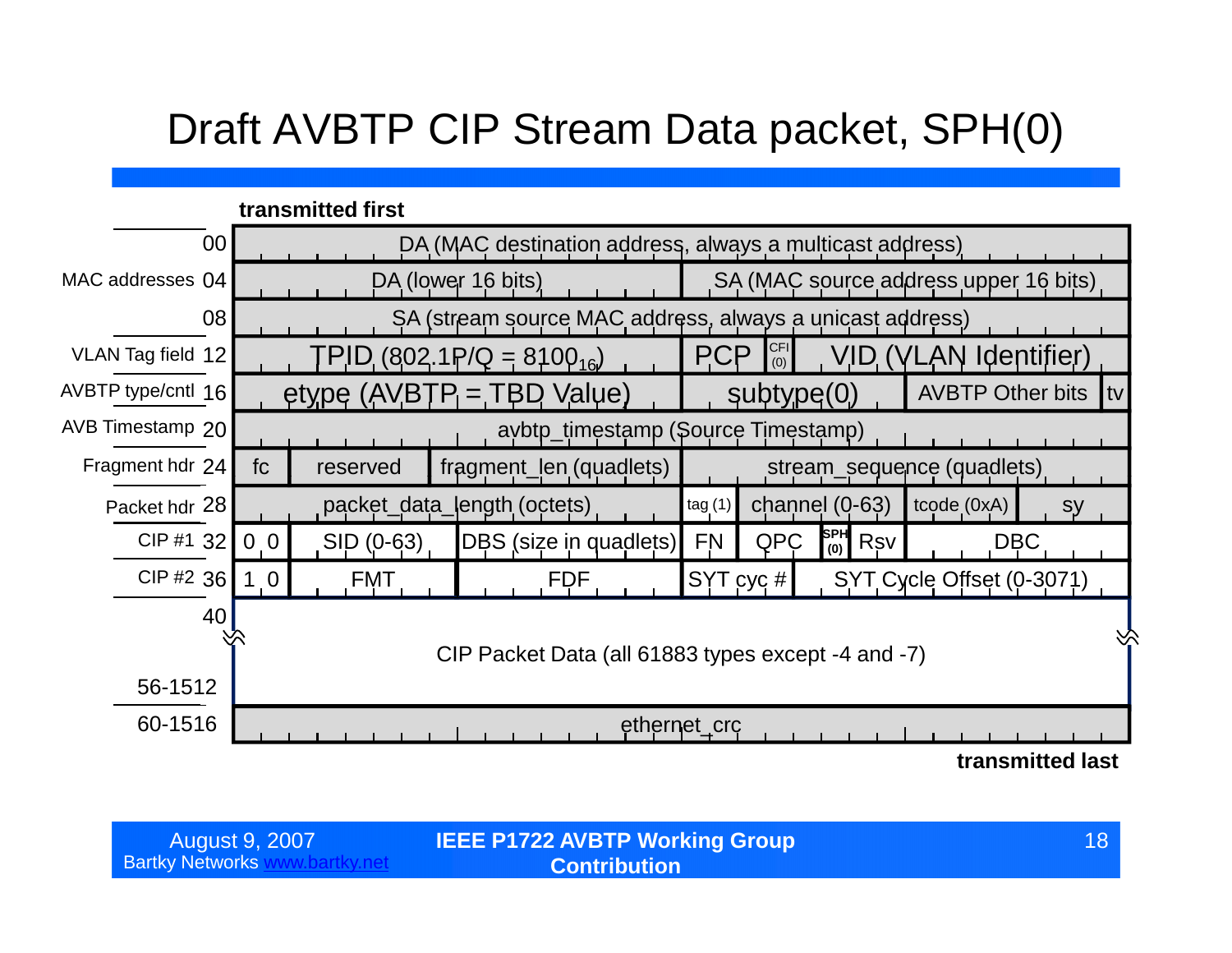# Draft AVBTP CIP Stream Data packet, SPH(0)

**transmitted first**

| Label | Offset | Fields |
|---|---|---|
| | 00 | DA (MAC destination address, always a multicast address) |
| MAC addresses | 04 | DA (lower 16 bits) \| SA (MAC source address upper 16 bits) |
| | 08 | SA (stream source MAC address, always a unicast address) |
| VLAN Tag field | 12 | TPID (802.1P/Q = $8100_{16}$) \| PCP \| CFI (0) \| VID (VLAN Identifier) |
| AVBTP type/cntl | 16 | etype (AVBTP = TBD Value) \| subtype(0) \| AVBTP Other bits \| tv |
| AVB Timestamp | 20 | avbtp_timestamp (Source Timestamp) |
| Fragment hdr | 24 | fc \| reserved \| fragment_len (quadlets) \| stream_sequence (quadlets) |
| Packet hdr | 28 | packet_data_length (octets) \| tag (1) \| channel (0-63) \| tcode (0xA) \| sy |
| CIP #1 | 32 | 0 0 \| SID (0-63) \| DBS (size in quadlets) \| FN \| QPC \| SPH (0) \| Rsv \| DBC |
| CIP #2 | 36 | 1 0 \| FMT \| FDF \| SYT cyc # \| SYT Cycle Offset (0-3071) |
| | 40 … 56-1512 | CIP Packet Data (all 61883 types except -4 and -7) |
| | 60-1516 | ethernet_crc |

**transmitted last**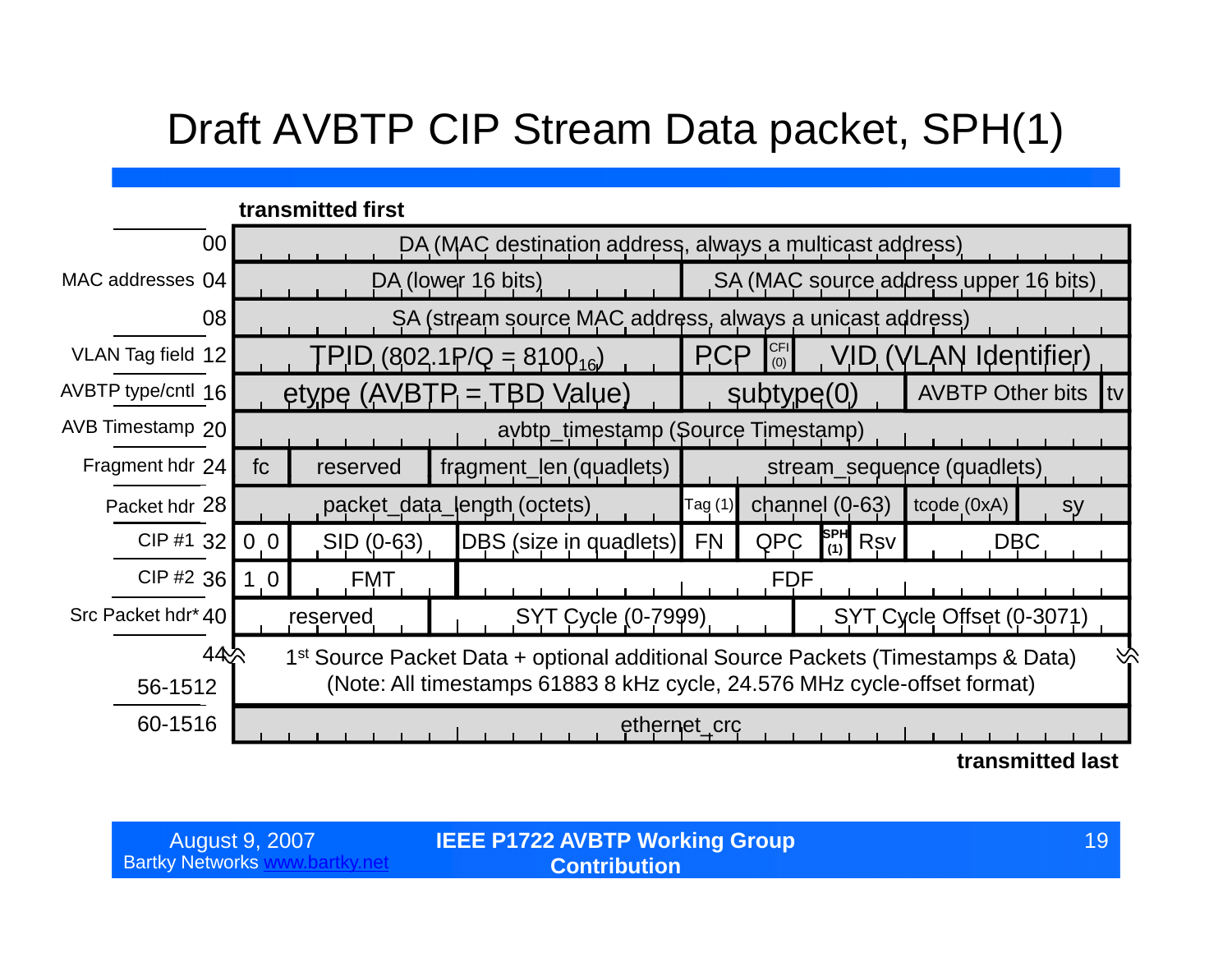# Draft AVBTP CIP Stream Data packet, SPH(1)

**transmitted first**

| Section | Offset | Fields |
|---|---|---|
| MAC addresses | 00 | DA (MAC destination address, always a multicast address) |
| | 04 | DA (lower 16 bits) \| SA (MAC source address upper 16 bits) |
| | 08 | SA (stream source MAC address, always a unicast address) |
| VLAN Tag field | 12 | TPID (802.1P/Q = $8100_{16}$) \| PCP \| CFI (0) \| VID (VLAN Identifier) |
| AVBTP type/cntl | 16 | etype (AVBTP = TBD Value) \| subtype(0) \| AVBTP Other bits \| tv |
| AVB Timestamp | 20 | avbtp_timestamp (Source Timestamp) |
| Fragment hdr | 24 | fc \| reserved \| fragment_len (quadlets) \| stream_sequence (quadlets) |
| Packet hdr | 28 | packet_data_length (octets) \| Tag (1) \| channel (0-63) \| tcode (0xA) \| sy |
| CIP #1 | 32 | 0 0 \| SID (0-63) \| DBS (size in quadlets) \| FN \| QPC \| SPH (1) \| Rsv \| DBC |
| CIP #2 | 36 | 1 0 \| FMT \| FDF |
| Src Packet hdr* | 40 | reserved \| SYT Cycle (0-7999) \| SYT Cycle Offset (0-3071) |
| | 44 / 56-1512 | 1st Source Packet Data + optional additional Source Packets (Timestamps & Data) (Note: All timestamps 61883 8 kHz cycle, 24.576 MHz cycle-offset format) |
| | 60-1516 | ethernet_crc |

**transmitted last**

August 9, 2007
Bartky Networks www.bartky.net

**IEEE P1722 AVBTP Working Group Contribution**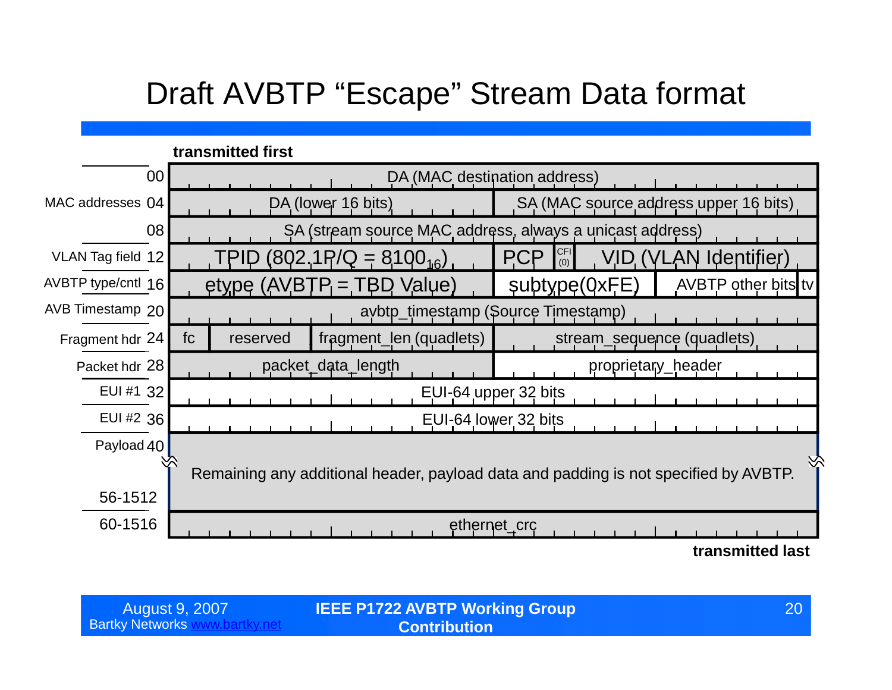# Draft AVBTP "Escape" Stream Data format

**transmitted first**

| Section | Offset | Fields | | | | |
|---|---|---|---|---|---|---|
| | 00 | DA (MAC destination address) | | | | |
| MAC addresses | 04 | DA (lower 16 bits) | | SA (MAC source address upper 16 bits) | | |
| | 08 | SA (stream source MAC address, always a unicast address) | | | | |
| VLAN Tag field | 12 | TPID (802.1P/Q = $8100_{16}$) | | PCP | CFI (0) | VID (VLAN Identifier) |
| AVBTP type/cntl | 16 | etype (AVBTP = TBD Value) | | subtype(0xFE) | AVBTP other bits | tv |
| AVB Timestamp | 20 | avbtp_timestamp (Source Timestamp) | | | | |
| Fragment hdr | 24 | fc | reserved | fragment_len (quadlets) | stream_sequence (quadlets) | |
| Packet hdr | 28 | packet_data_length | | proprietary_header | | |
| EUI #1 | 32 | EUI-64 upper 32 bits | | | | |
| EUI #2 | 36 | EUI-64 lower 32 bits | | | | |
| Payload | 40 … 56-1512 | Remaining any additional header, payload data and padding is not specified by AVBTP. | | | | |
| | 60-1516 | ethernet_crc | | | | |

**transmitted last**

August 9, 2007
Bartky Networks www.bartky.net

**IEEE P1722 AVBTP Working Group Contribution**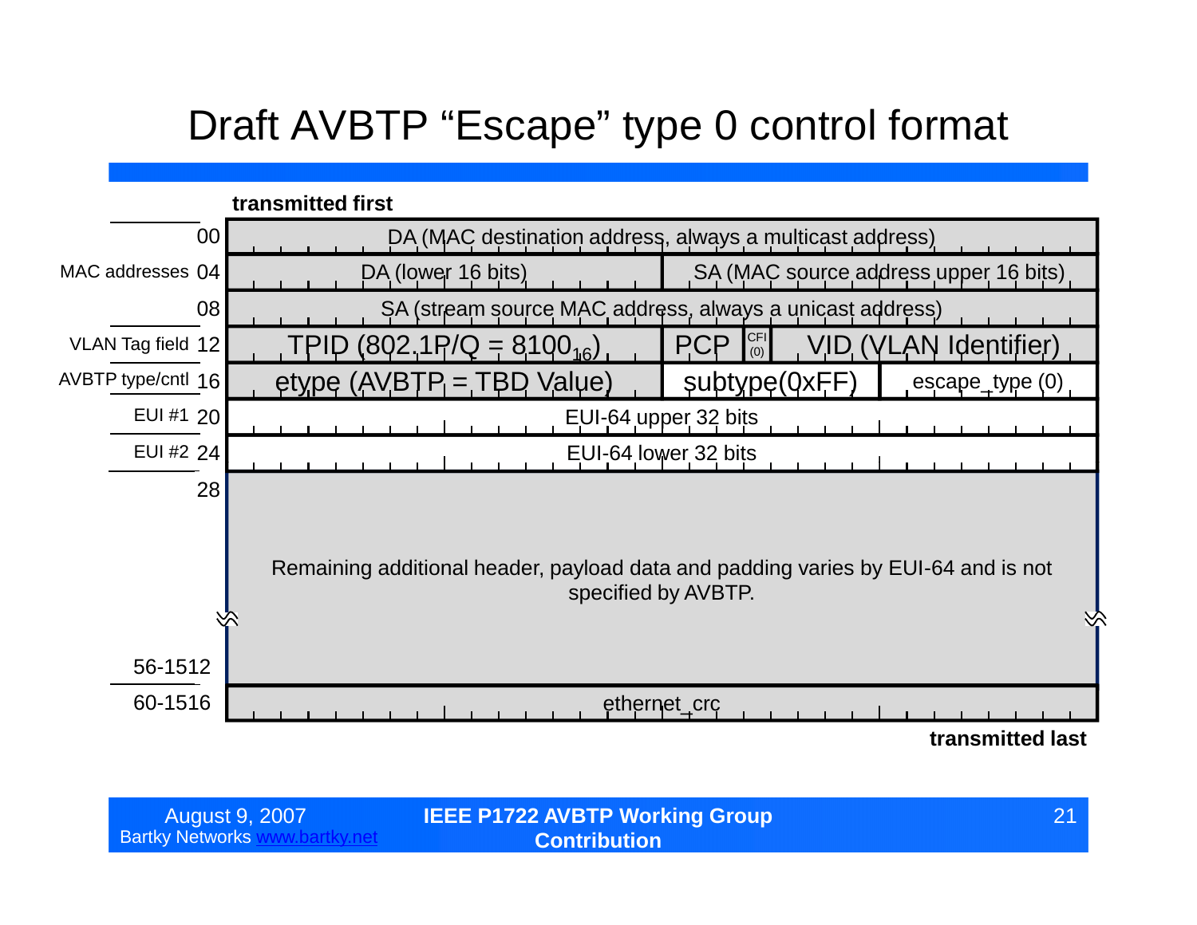# Draft AVBTP "Escape" type 0 control format

**transmitted first**

| | Offset | Fields | | | | |
|---|---|---|---|---|---|---|
| MAC addresses | 00 | DA (MAC destination address, always a multicast address) | | | | |
| | 04 | DA (lower 16 bits) | SA (MAC source address upper 16 bits) | | | |
| | 08 | SA (stream source MAC address, always a unicast address) | | | | |
| VLAN Tag field | 12 | TPID (802.1P/Q = $8100_{16}$) | PCP | CFI (0) | VID (VLAN Identifier) | |
| AVBTP type/cntl | 16 | etype (AVBTP = TBD Value) | subtype(0xFF) | escape_type (0) | | |
| EUI #1 | 20 | EUI-64 upper 32 bits | | | | |
| EUI #2 | 24 | EUI-64 lower 32 bits | | | | |
| | 28 – 56-1512 | Remaining additional header, payload data and padding varies by EUI-64 and is not specified by AVBTP. | | | | |
| | 60-1516 | ethernet_crc | | | | |

**transmitted last**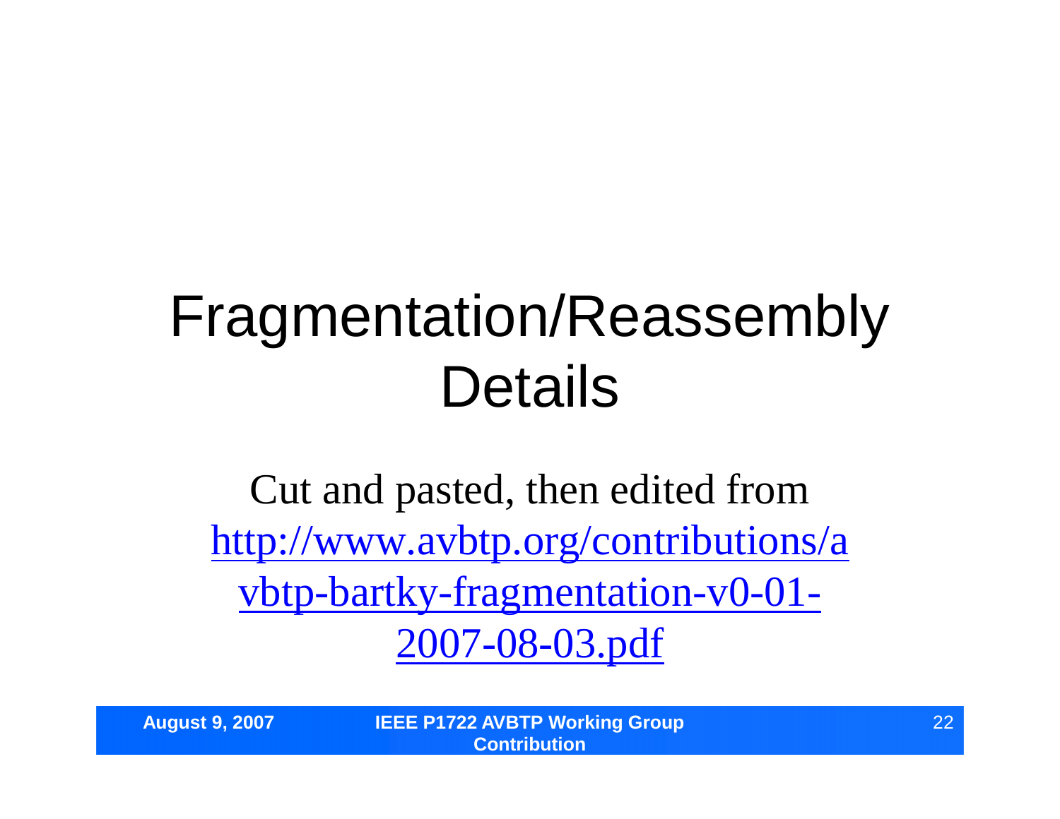# Fragmentation/Reassembly Details

Cut and pasted, then edited from http://www.avbtp.org/contributions/avbtp-bartky-fragmentation-v0-01-2007-08-03.pdf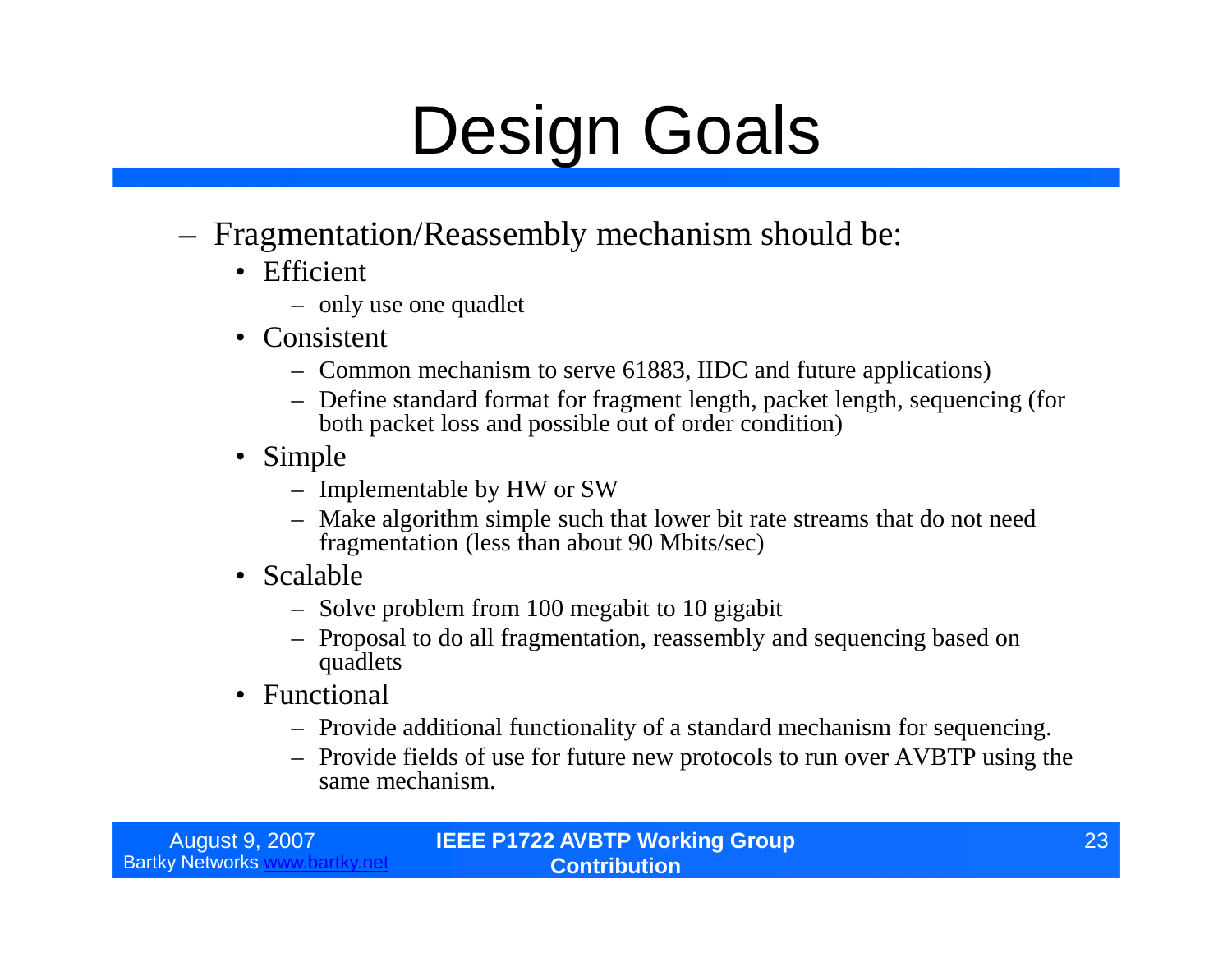# Design Goals

- Fragmentation/Reassembly mechanism should be:
  - Efficient
    - only use one quadlet
  - Consistent
    - Common mechanism to serve 61883, IIDC and future applications)
    - Define standard format for fragment length, packet length, sequencing (for both packet loss and possible out of order condition)
  - Simple
    - Implementable by HW or SW
    - Make algorithm simple such that lower bit rate streams that do not need fragmentation (less than about 90 Mbits/sec)
  - Scalable
    - Solve problem from 100 megabit to 10 gigabit
    - Proposal to do all fragmentation, reassembly and sequencing based on quadlets
  - Functional
    - Provide additional functionality of a standard mechanism for sequencing.
    - Provide fields of use for future new protocols to run over AVBTP using the same mechanism.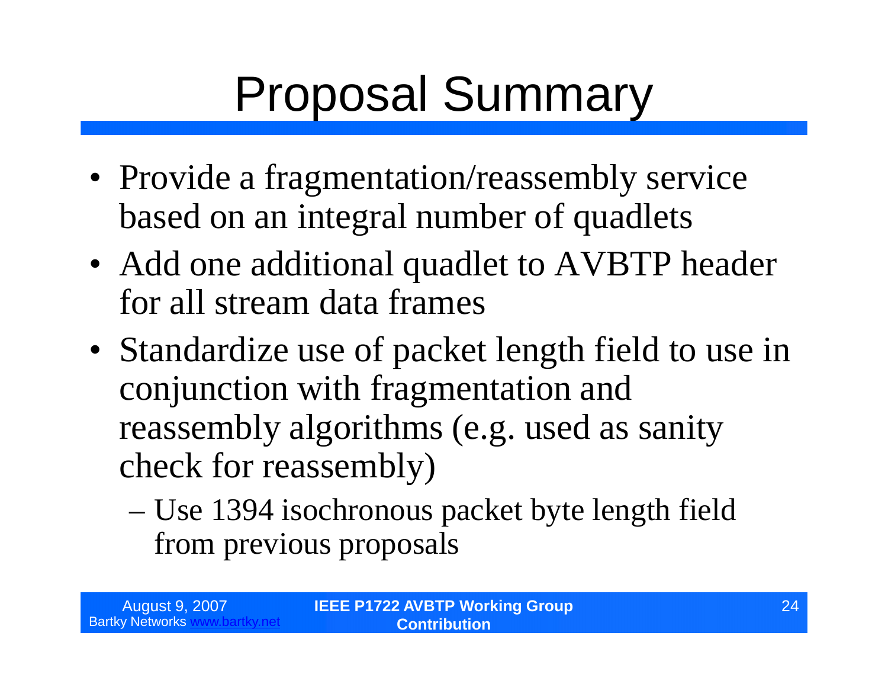# Proposal Summary

- Provide a fragmentation/reassembly service based on an integral number of quadlets
- Add one additional quadlet to AVBTP header for all stream data frames
- Standardize use of packet length field to use in conjunction with fragmentation and reassembly algorithms (e.g. used as sanity check for reassembly)
  - Use 1394 isochronous packet byte length field from previous proposals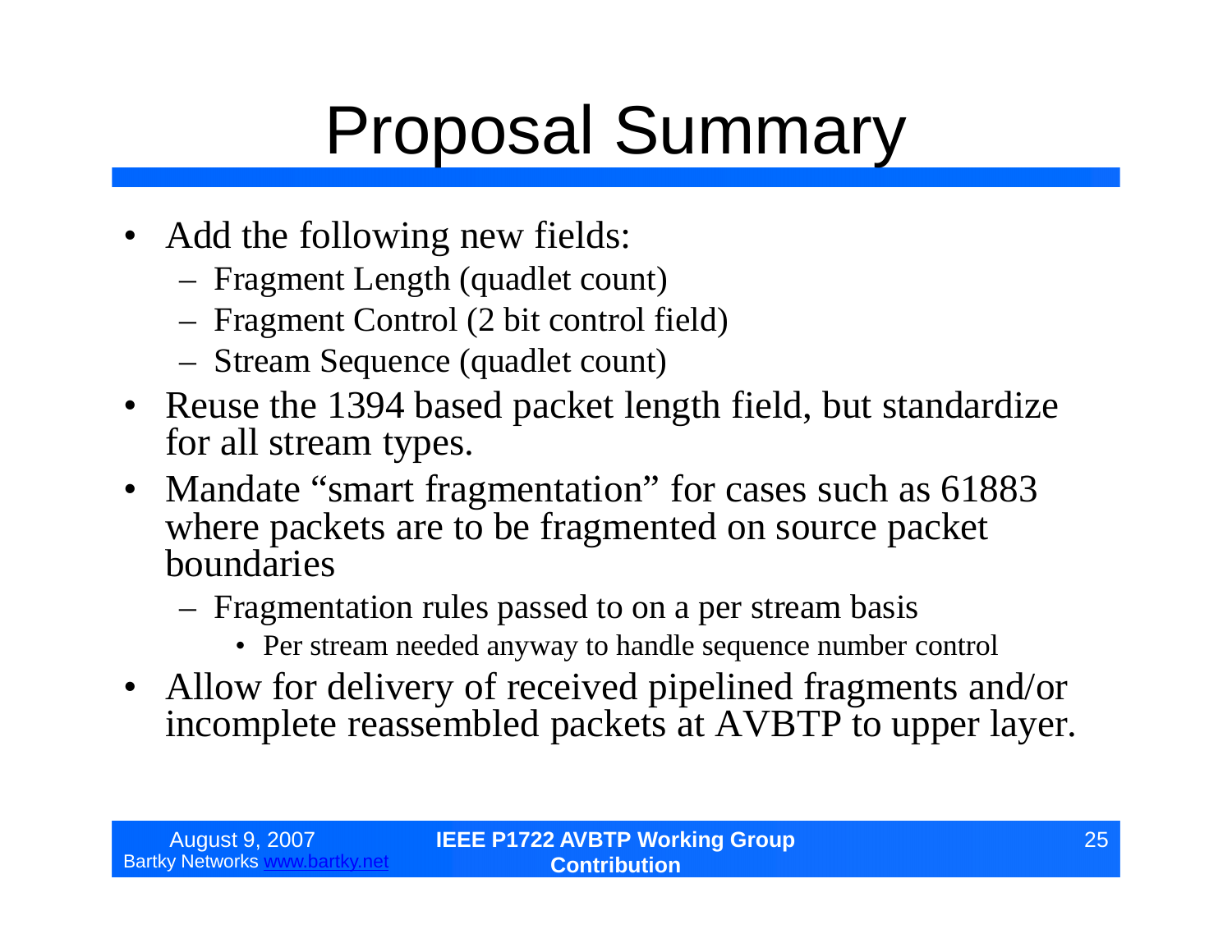# Proposal Summary

- Add the following new fields:
  - Fragment Length (quadlet count)
  - Fragment Control (2 bit control field)
  - Stream Sequence (quadlet count)
- Reuse the 1394 based packet length field, but standardize for all stream types.
- Mandate "smart fragmentation" for cases such as 61883 where packets are to be fragmented on source packet boundaries
  - Fragmentation rules passed to on a per stream basis
    - Per stream needed anyway to handle sequence number control
- Allow for delivery of received pipelined fragments and/or incomplete reassembled packets at AVBTP to upper layer.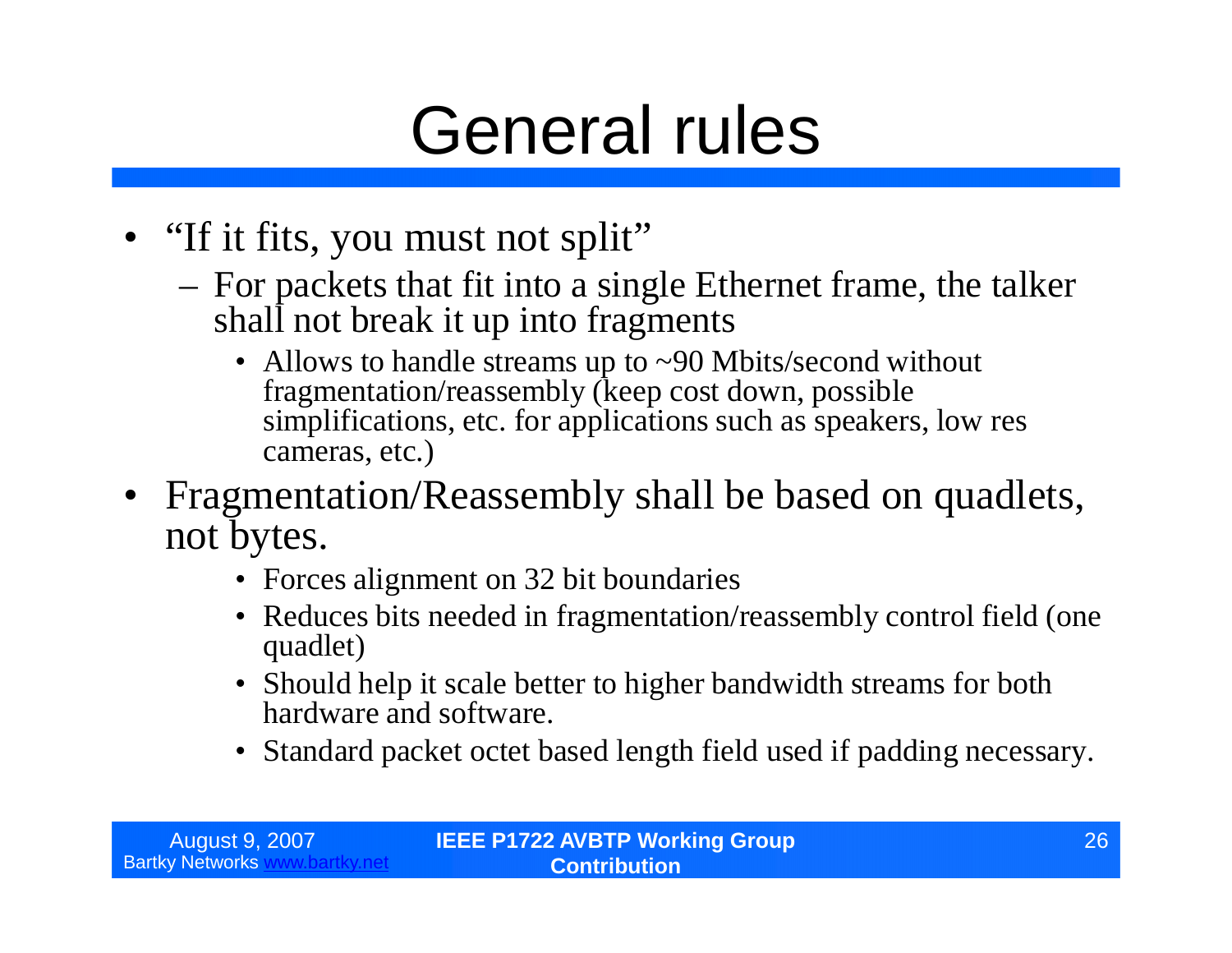# General rules

- "If it fits, you must not split"
  - For packets that fit into a single Ethernet frame, the talker shall not break it up into fragments
    - Allows to handle streams up to ~90 Mbits/second without fragmentation/reassembly (keep cost down, possible simplifications, etc. for applications such as speakers, low res cameras, etc.)
- Fragmentation/Reassembly shall be based on quadlets, not bytes.
    - Forces alignment on 32 bit boundaries
    - Reduces bits needed in fragmentation/reassembly control field (one quadlet)
    - Should help it scale better to higher bandwidth streams for both hardware and software.
    - Standard packet octet based length field used if padding necessary.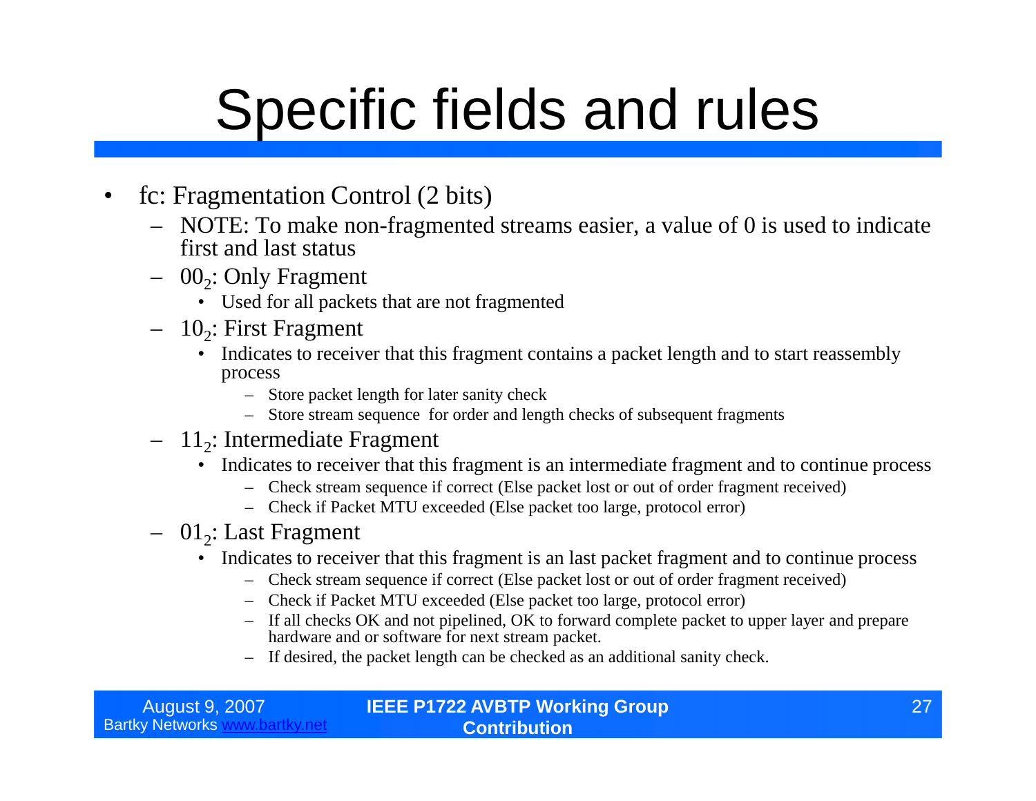# Specific fields and rules

- fc: Fragmentation Control (2 bits)
  - NOTE: To make non-fragmented streams easier, a value of 0 is used to indicate first and last status
  - $00_2$: Only Fragment
    - Used for all packets that are not fragmented
  - $10_2$: First Fragment
    - Indicates to receiver that this fragment contains a packet length and to start reassembly process
      - Store packet length for later sanity check
      - Store stream sequence for order and length checks of subsequent fragments
  - $11_2$: Intermediate Fragment
    - Indicates to receiver that this fragment is an intermediate fragment and to continue process
      - Check stream sequence if correct (Else packet lost or out of order fragment received)
      - Check if Packet MTU exceeded (Else packet too large, protocol error)
  - $01_2$: Last Fragment
    - Indicates to receiver that this fragment is an last packet fragment and to continue process
      - Check stream sequence if correct (Else packet lost or out of order fragment received)
      - Check if Packet MTU exceeded (Else packet too large, protocol error)
      - If all checks OK and not pipelined, OK to forward complete packet to upper layer and prepare hardware and or software for next stream packet.
      - If desired, the packet length can be checked as an additional sanity check.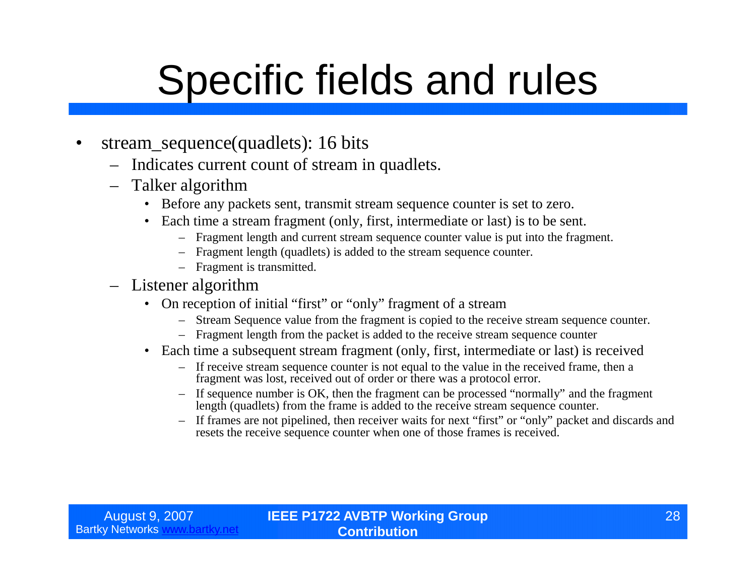# Specific fields and rules

- stream_sequence(quadlets): 16 bits
  - Indicates current count of stream in quadlets.
  - Talker algorithm
    - Before any packets sent, transmit stream sequence counter is set to zero.
    - Each time a stream fragment (only, first, intermediate or last) is to be sent.
      - Fragment length and current stream sequence counter value is put into the fragment.
      - Fragment length (quadlets) is added to the stream sequence counter.
      - Fragment is transmitted.
  - Listener algorithm
    - On reception of initial “first” or “only” fragment of a stream
      - Stream Sequence value from the fragment is copied to the receive stream sequence counter.
      - Fragment length from the packet is added to the receive stream sequence counter
    - Each time a subsequent stream fragment (only, first, intermediate or last) is received
      - If receive stream sequence counter is not equal to the value in the received frame, then a fragment was lost, received out of order or there was a protocol error.
      - If sequence number is OK, then the fragment can be processed “normally” and the fragment length (quadlets) from the frame is added to the receive stream sequence counter.
      - If frames are not pipelined, then receiver waits for next “first” or “only” packet and discards and resets the receive sequence counter when one of those frames is received.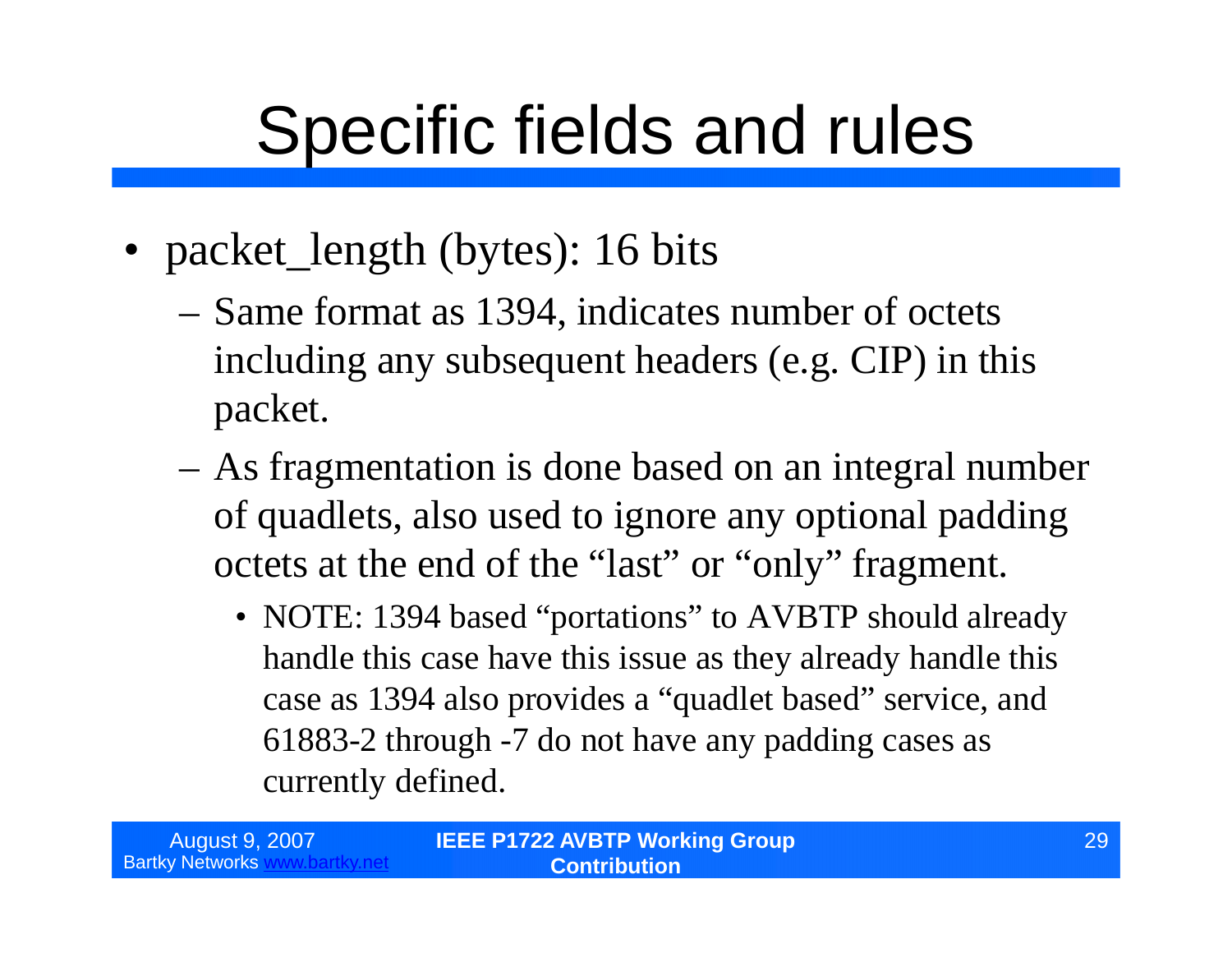# Specific fields and rules

- packet_length (bytes): 16 bits
  - Same format as 1394, indicates number of octets including any subsequent headers (e.g. CIP) in this packet.
  - As fragmentation is done based on an integral number of quadlets, also used to ignore any optional padding octets at the end of the "last" or "only" fragment.
    - NOTE: 1394 based "portations" to AVBTP should already handle this case have this issue as they already handle this case as 1394 also provides a "quadlet based" service, and 61883-2 through -7 do not have any padding cases as currently defined.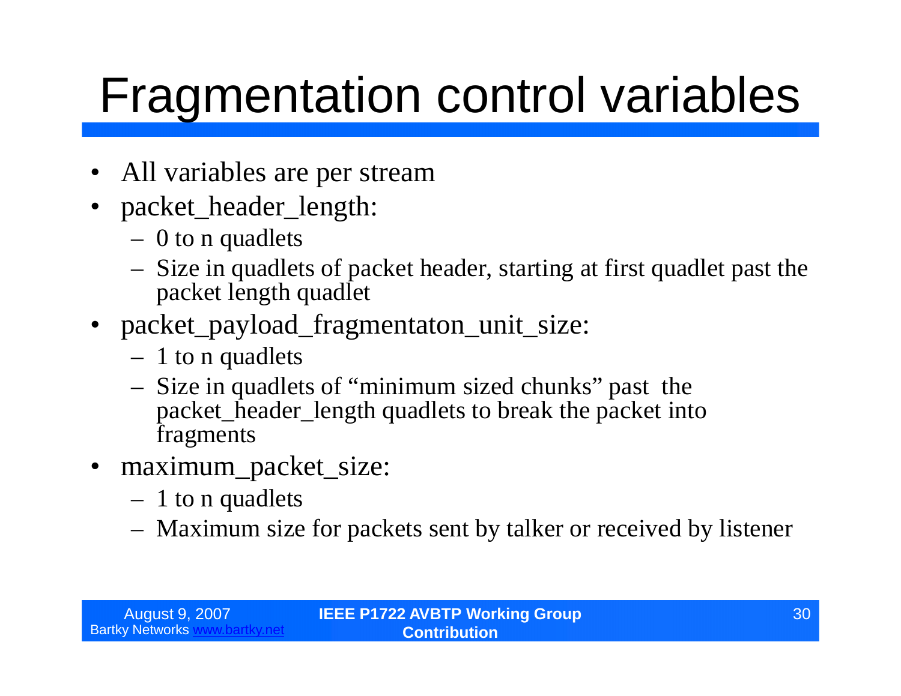# Fragmentation control variables

- All variables are per stream
- packet_header_length:
  - 0 to n quadlets
  - Size in quadlets of packet header, starting at first quadlet past the packet length quadlet
- packet_payload_fragmentaton_unit_size:
  - 1 to n quadlets
  - Size in quadlets of "minimum sized chunks" past the packet_header_length quadlets to break the packet into fragments
- maximum_packet_size:
  - 1 to n quadlets
  - Maximum size for packets sent by talker or received by listener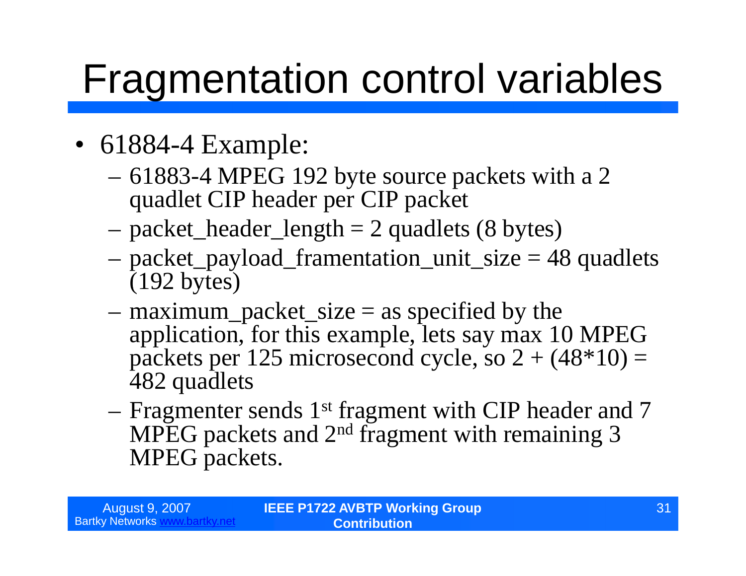# Fragmentation control variables

- 61884-4 Example:
  - 61883-4 MPEG 192 byte source packets with a 2 quadlet CIP header per CIP packet
  - packet_header_length = 2 quadlets (8 bytes)
  - packet_payload_framentation_unit_size = 48 quadlets (192 bytes)
  - maximum_packet_size = as specified by the application, for this example, lets say max 10 MPEG packets per 125 microsecond cycle, so 2 + (48*10) = 482 quadlets
  - Fragmenter sends 1st fragment with CIP header and 7 MPEG packets and 2nd fragment with remaining 3 MPEG packets.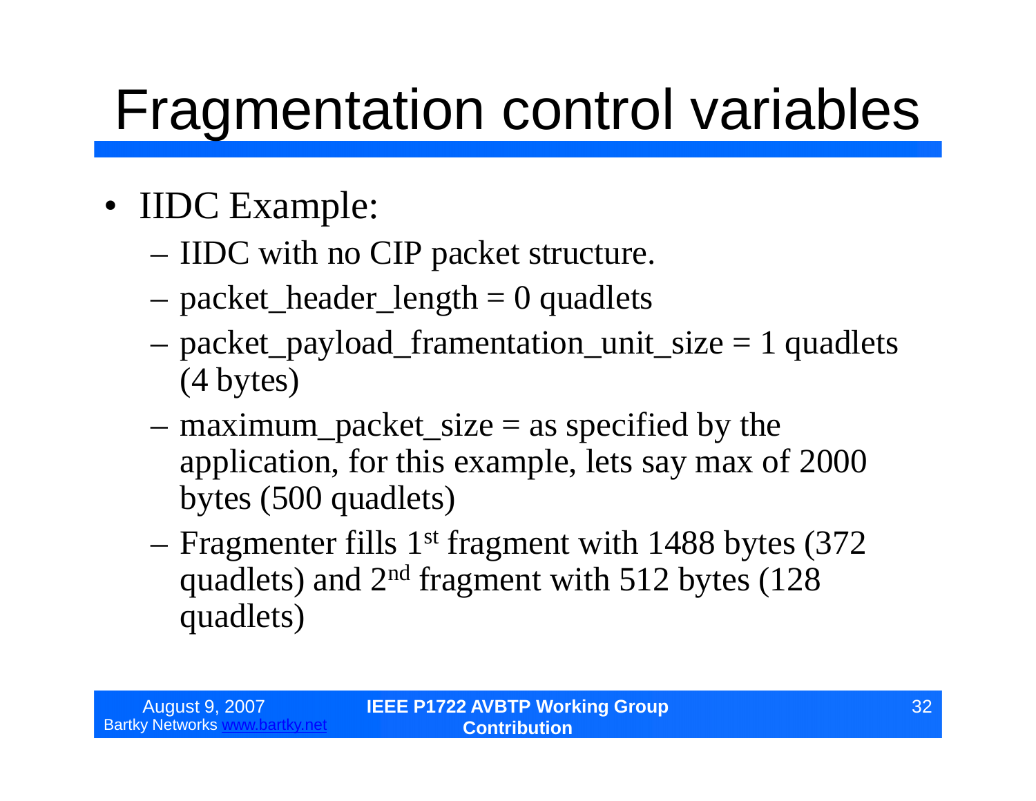# Fragmentation control variables

- IIDC Example:
  - IIDC with no CIP packet structure.
  - packet_header_length = 0 quadlets
  - packet_payload_framentation_unit_size = 1 quadlets (4 bytes)
  - maximum_packet_size = as specified by the application, for this example, lets say max of 2000 bytes (500 quadlets)
  - Fragmenter fills 1st fragment with 1488 bytes (372 quadlets) and 2nd fragment with 512 bytes (128 quadlets)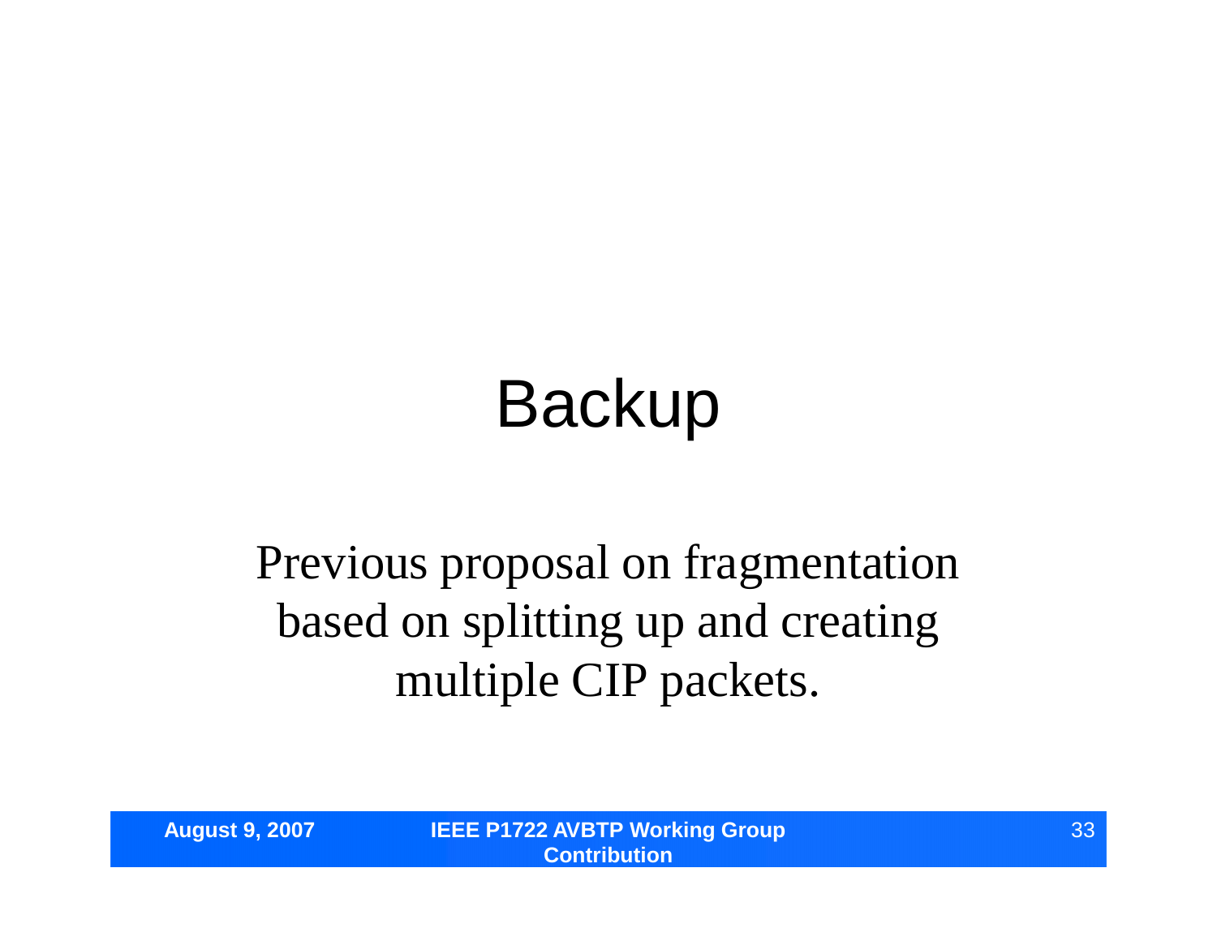# Backup

Previous proposal on fragmentation based on splitting up and creating multiple CIP packets.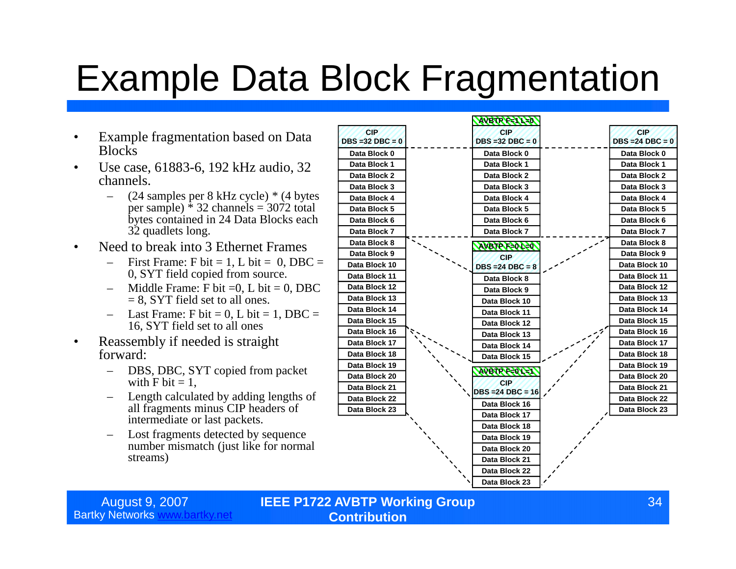# Example Data Block Fragmentation

- Example fragmentation based on Data Blocks
- Use case, 61883-6, 192 kHz audio, 32 channels.
  - (24 samples per 8 kHz cycle) * (4 bytes per sample) * 32 channels = 3072 total bytes contained in 24 Data Blocks each 32 quadlets long.
- Need to break into 3 Ethernet Frames
  - First Frame: F bit = 1, L bit = 0, DBC = 0, SYT field copied from source.
  - Middle Frame: F bit =0, L bit = 0, DBC = 8, SYT field set to all ones.
  - Last Frame: F bit = 0, L bit = 1, DBC = 16, SYT field set to all ones
- Reassembly if needed is straight forward:
  - DBS, DBC, SYT copied from packet with F bit = 1,
  - Length calculated by adding lengths of all fragments minus CIP headers of intermediate or last packets.
  - Lost fragments detected by sequence number mismatch (just like for normal streams)

| Source packet | Fragmented frames | Reassembled packet |
|---|---|---|
| CIP DBS =32 DBC = 0 | AVBTP F=1 L=0; CIP DBS =32 DBC = 0 | CIP DBS =24 DBC = 0 |
| Data Block 0 – Data Block 7 | Data Block 0 – Data Block 7 | Data Block 0 – Data Block 7 |
| Data Block 8 – Data Block 15 | AVBTP F=0 L=0; CIP DBS =24 DBC = 8; Data Block 8 – Data Block 15 | Data Block 8 – Data Block 15 |
| Data Block 16 – Data Block 23 | AVBTP F=0 L=1; CIP DBS =24 DBC = 16; Data Block 16 – Data Block 23 | Data Block 16 – Data Block 23 |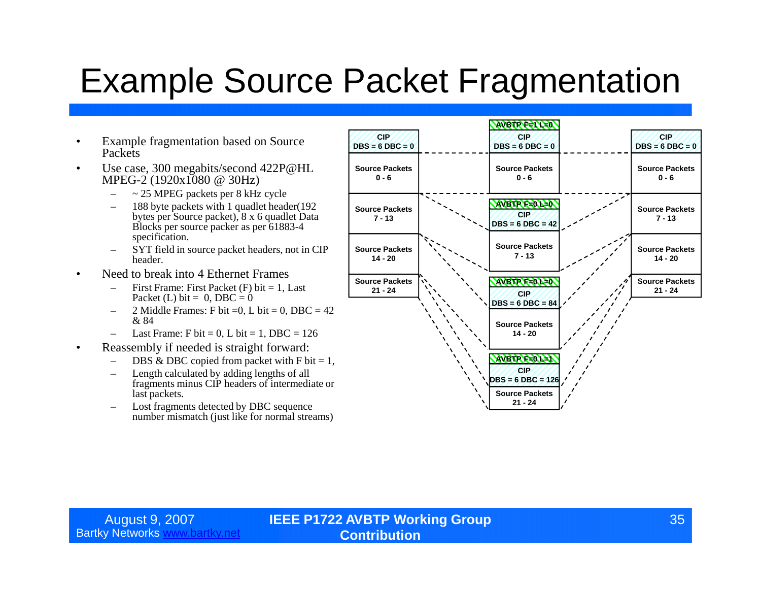# Example Source Packet Fragmentation

- Example fragmentation based on Source Packets
- Use case, 300 megabits/second 422P@HL MPEG-2 (1920x1080 @ 30Hz)
  - ~ 25 MPEG packets per 8 kHz cycle
  - 188 byte packets with 1 quadlet header(192 bytes per Source packet), 8 x 6 quadlet Data Blocks per source packer as per 61883-4 specification.
  - SYT field in source packet headers, not in CIP header.
- Need to break into 4 Ethernet Frames
  - First Frame: First Packet (F) bit = 1, Last Packet (L) bit = 0, DBC = 0
  - 2 Middle Frames: F bit =0, L bit = 0, DBC = 42 & 84
  - Last Frame: F bit = 0, L bit = 1, DBC = 126
- Reassembly if needed is straight forward:
  - DBS & DBC copied from packet with F bit = 1,
  - Length calculated by adding lengths of all fragments minus CIP headers of intermediate or last packets.
  - Lost fragments detected by DBC sequence number mismatch (just like for normal streams)

CIP
DBS = 6 DBC = 0
Source Packets
0 - 6
Source Packets
7 - 13
Source Packets
14 - 20
Source Packets
21 - 24

AVBTP F=1 L=0
CIP
DBS = 6 DBC = 0
Source Packets
0 - 6

AVBTP F=0 L=0
CIP
DBS = 6 DBC = 42
Source Packets
7 - 13

AVBTP F=0 L=0
CIP
DBS = 6 DBC = 84
Source Packets
14 - 20

AVBTP F=0 L=1
CIP
DBS = 6 DBC = 126
Source Packets
21 - 24

CIP
DBS = 6 DBC = 0
Source Packets
0 - 6
Source Packets
7 - 13
Source Packets
14 - 20
Source Packets
21 - 24